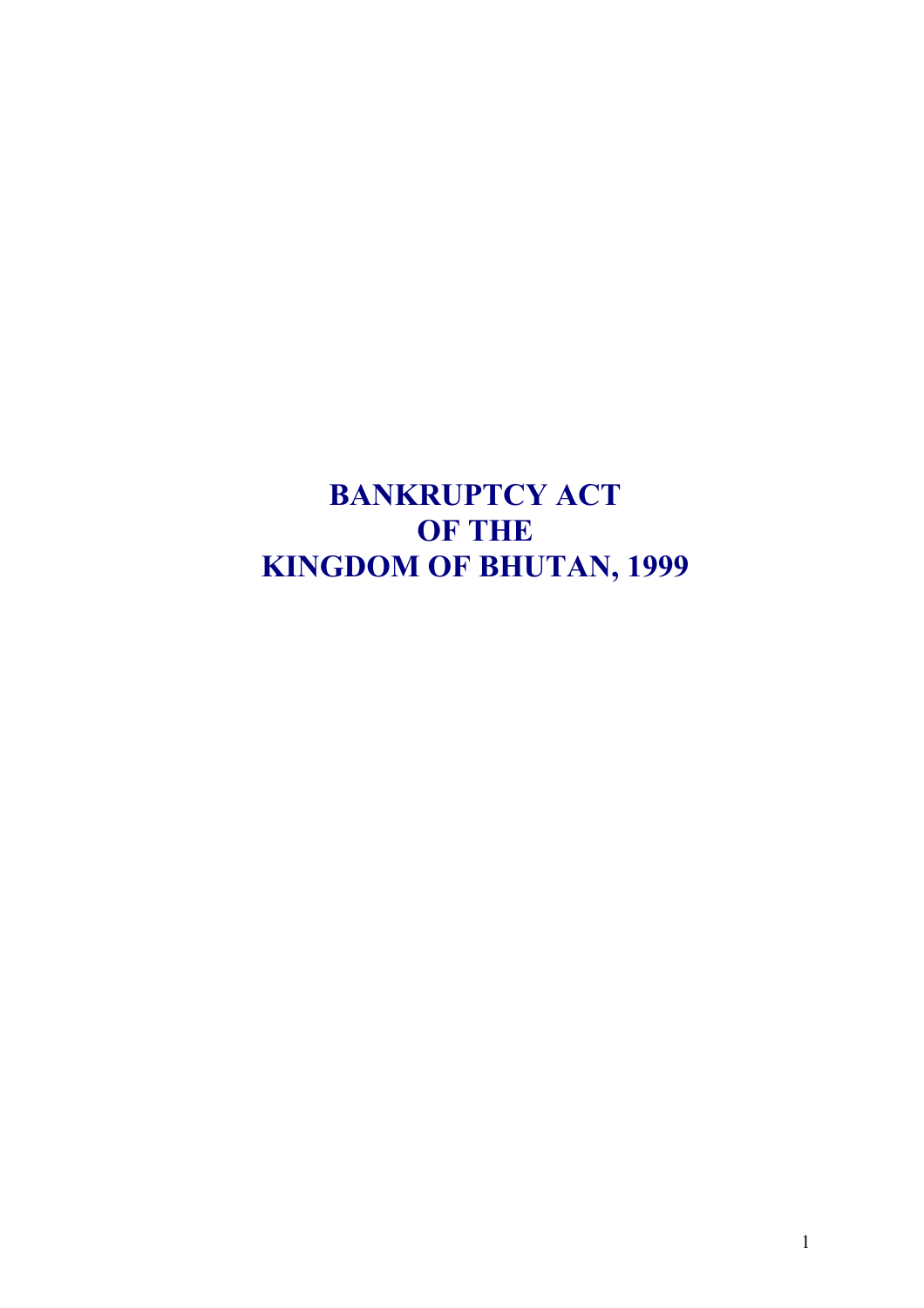# BANKRUPTCY ACT
# OF THE
# KINGDOM OF BHUTAN, 1999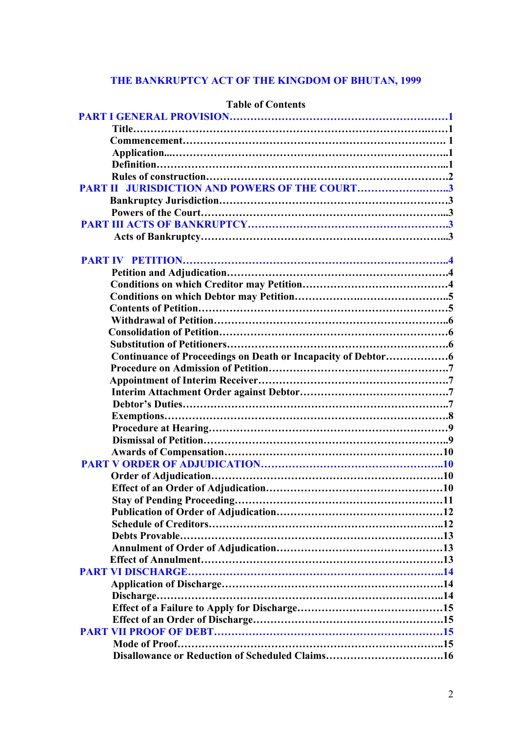# THE BANKRUPTCY ACT OF THE KINGDOM OF BHUTAN, 1999

**Table of Contents**

**PART I GENERAL PROVISION………………………………………………………1**

- Title……………………………………………………………………………1
- Commencement………………………………………………………………1
- Application...…………………………………………………………………1
- Definition……………………………………………………………………...1
- Rules of construction…………………………………………………………2

**PART II JURISDICTION AND POWERS OF THE COURT…………………….3**

- Bankruptcy Jurisdiction………………………………………………………3
- Powers of the Court…………………………………………………………...3

**PART III ACTS OF BANKRUPTCY………………………………………………3**

- Acts of Bankruptcy…………………………………………………………...3

**PART IV PETITION…………………………………………………………….4**

- Petition and Adjudication………………………………………………………4
- Conditions on which Creditor may Petition……………………………………4
- Conditions on which Debtor may Petition………………………………………5
- Contents of Petition……………………………………………………………5
- Withdrawal of Petition…………………………………………………………..6
- Consolidation of Petition………………………………………………………6
- Substitution of Petitioners………………………………………………………6
- Continuance of Proceedings on Death or Incapacity of Debtor………………6
- Procedure on Admission of Petition……………………………………………7
- Appointment of Interim Receiver………………………………………………7
- Interim Attachment Order against Debtor………………………………………7
- Debtor's Duties…………………………………………………………………..7
- Exemptions………………………………………………………………………8
- Procedure at Hearing……………………………………………………………9
- Dismissal of Petition…………………………………………………………….9
- Awards of Compensation………………………………………………………10

**PART V ORDER OF ADJUDICATION…………………………………………..10**

- Order of Adjudication…………………………………………………………10
- Effect of an Order of Adjudication……………………………………………10
- Stay of Pending Proceeding……………………………………………………11
- Publication of Order of Adjudication…………………………………………12
- Schedule of Creditors…………………………………………………………..12
- Debts Provable…………………………………………………………………13
- Annulment of Order of Adjudication…………………………………………13
- Effect of Annulment……………………………………………………………13

**PART VI DISCHARGE…………………………………………………………..14**

- Application of Discharge………………………………………………………14
- Discharge……………………………………………………………………….14
- Effect of a Failure to Apply for Discharge……………………………………15
- Effect of an Order of Discharge………………………………………………15

**PART VII PROOF OF DEBT……………………………………………………15**

- Mode of Proof…………………………………………………………………..15
- Disallowance or Reduction of Scheduled Claims……………………………16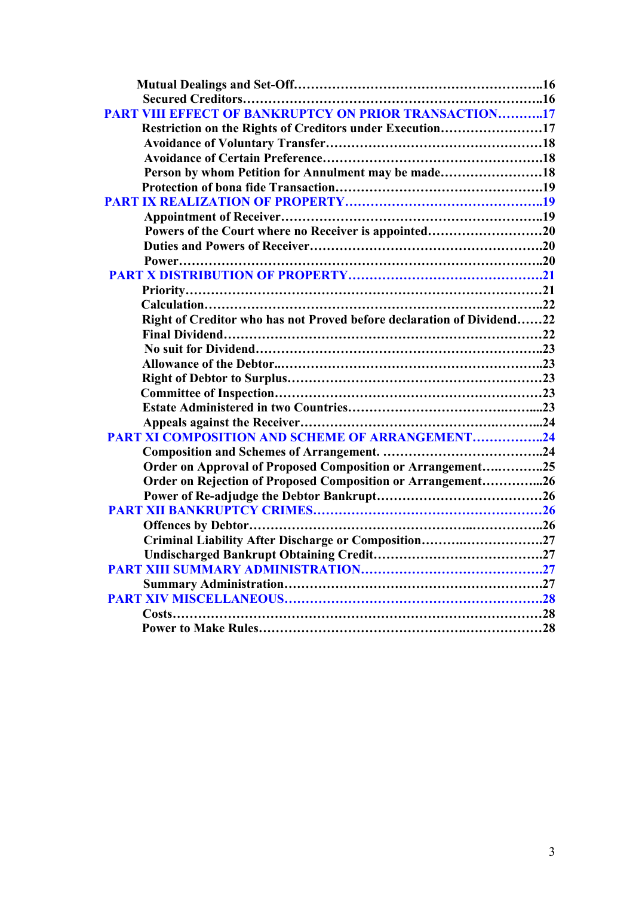Mutual Dealings and Set-Off……………………………………………………..16
Secured Creditors……………………………………………………………..16
PART VIII EFFECT OF BANKRUPTCY ON PRIOR TRANSACTION………..17
Restriction on the Rights of Creditors under Execution……………………17
Avoidance of Voluntary Transfer……………………………………………18
Avoidance of Certain Preference……………………………………………18
Person by whom Petition for Annulment may be made……………………18
Protection of bona fide Transaction…………………………………………19
PART IX REALIZATION OF PROPERTY……………………………………..19
Appointment of Receiver……………………………………………………19
Powers of the Court where no Receiver is appointed………………………20
Duties and Powers of Receiver………………………………………………20
Power…………………………………………………………………………..20
PART X DISTRIBUTION OF PROPERTY………………………………………21
Priority…………………………………………………………………………21
Calculation……………………………………………………………………..22
Right of Creditor who has not Proved before declaration of Dividend……22
Final Dividend…………………………………………………………………22
No suit for Dividend…………………………………………………………..23
Allowance of the Debtor..……………………………………………………..23
Right of Debtor to Surplus……………………………………………………23
Committee of Inspection……………………………………………………..23
Estate Administered in two Countries…………………………….……...23
Appeals against the Receiver……………………………………….……...24
PART XI COMPOSITION AND SCHEME OF ARRANGEMENT……………..24
Composition and Schemes of Arrangement. ……………………………….24
Order on Approval of Proposed Composition or Arrangement….………..25
Order on Rejection of Proposed Composition or Arrangement…………...26
Power of Re-adjudge the Debtor Bankrupt…………………………………26
PART XII BANKRUPTCY CRIMES………………………………………………26
Offences by Debtor……………………………………………..……………..26
Criminal Liability After Discharge or Composition………..………………27
Undischarged Bankrupt Obtaining Credit…………………………………27
PART XIII SUMMARY ADMINISTRATION……………………………………27
Summary Administration……………………………………………………27
PART XIV MISCELLANEOUS……………………………………………………28
Costs……………………………………………………………………………28
Power to Make Rules……………………………………………….…………28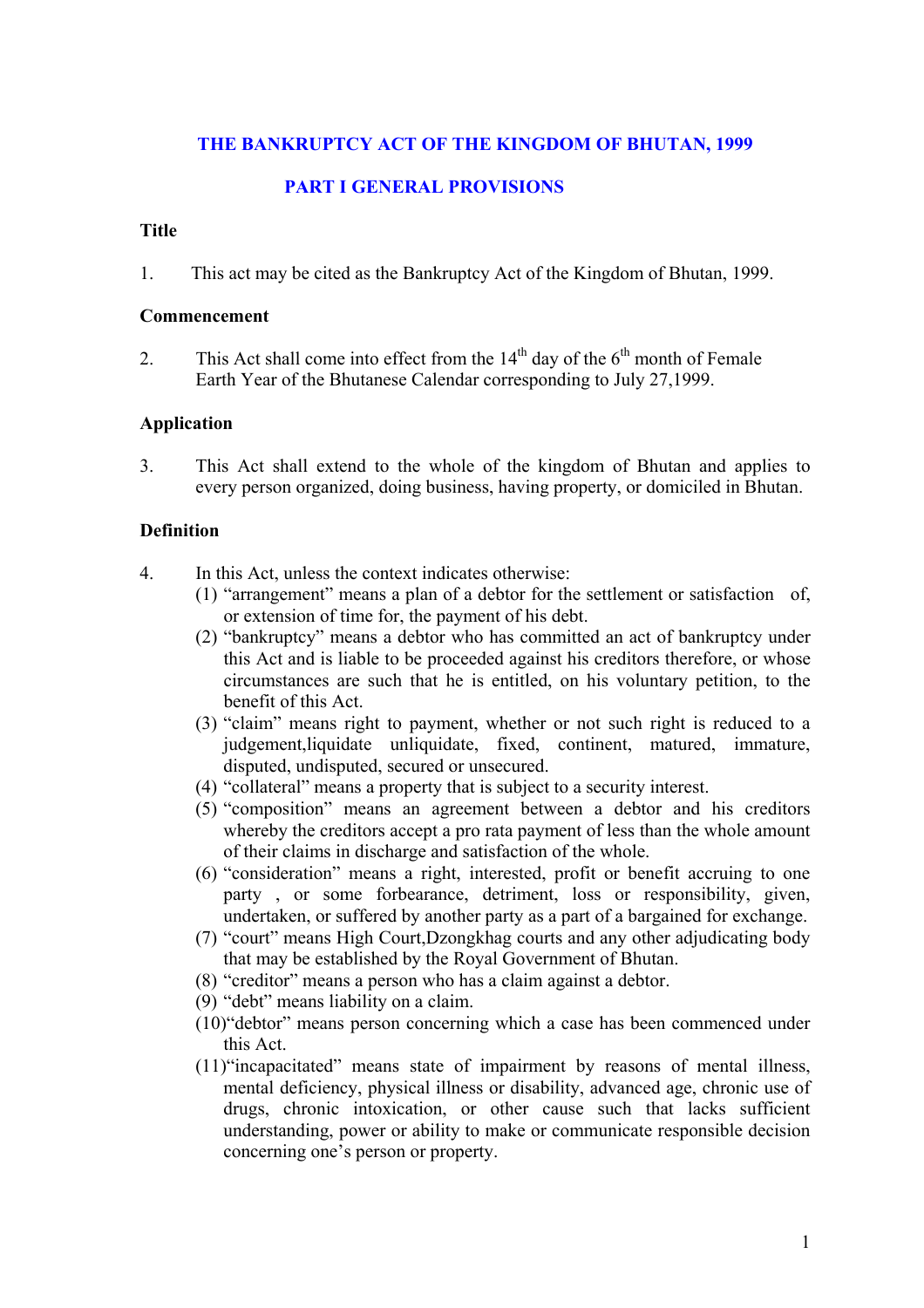# THE BANKRUPTCY ACT OF THE KINGDOM OF BHUTAN, 1999

## PART I GENERAL PROVISIONS

### Title

1. This act may be cited as the Bankruptcy Act of the Kingdom of Bhutan, 1999.

### Commencement

2. This Act shall come into effect from the 14th day of the 6th month of Female Earth Year of the Bhutanese Calendar corresponding to July 27,1999.

### Application

3. This Act shall extend to the whole of the kingdom of Bhutan and applies to every person organized, doing business, having property, or domiciled in Bhutan.

### Definition

4. In this Act, unless the context indicates otherwise:
   (1) "arrangement" means a plan of a debtor for the settlement or satisfaction of, or extension of time for, the payment of his debt.
   (2) "bankruptcy" means a debtor who has committed an act of bankruptcy under this Act and is liable to be proceeded against his creditors therefore, or whose circumstances are such that he is entitled, on his voluntary petition, to the benefit of this Act.
   (3) "claim" means right to payment, whether or not such right is reduced to a judgement,liquidate unliquidate, fixed, continent, matured, immature, disputed, undisputed, secured or unsecured.
   (4) "collateral" means a property that is subject to a security interest.
   (5) "composition" means an agreement between a debtor and his creditors whereby the creditors accept a pro rata payment of less than the whole amount of their claims in discharge and satisfaction of the whole.
   (6) "consideration" means a right, interested, profit or benefit accruing to one party , or some forbearance, detriment, loss or responsibility, given, undertaken, or suffered by another party as a part of a bargained for exchange.
   (7) "court" means High Court,Dzongkhag courts and any other adjudicating body that may be established by the Royal Government of Bhutan.
   (8) "creditor" means a person who has a claim against a debtor.
   (9) "debt" means liability on a claim.
   (10) "debtor" means person concerning which a case has been commenced under this Act.
   (11) "incapacitated" means state of impairment by reasons of mental illness, mental deficiency, physical illness or disability, advanced age, chronic use of drugs, chronic intoxication, or other cause such that lacks sufficient understanding, power or ability to make or communicate responsible decision concerning one's person or property.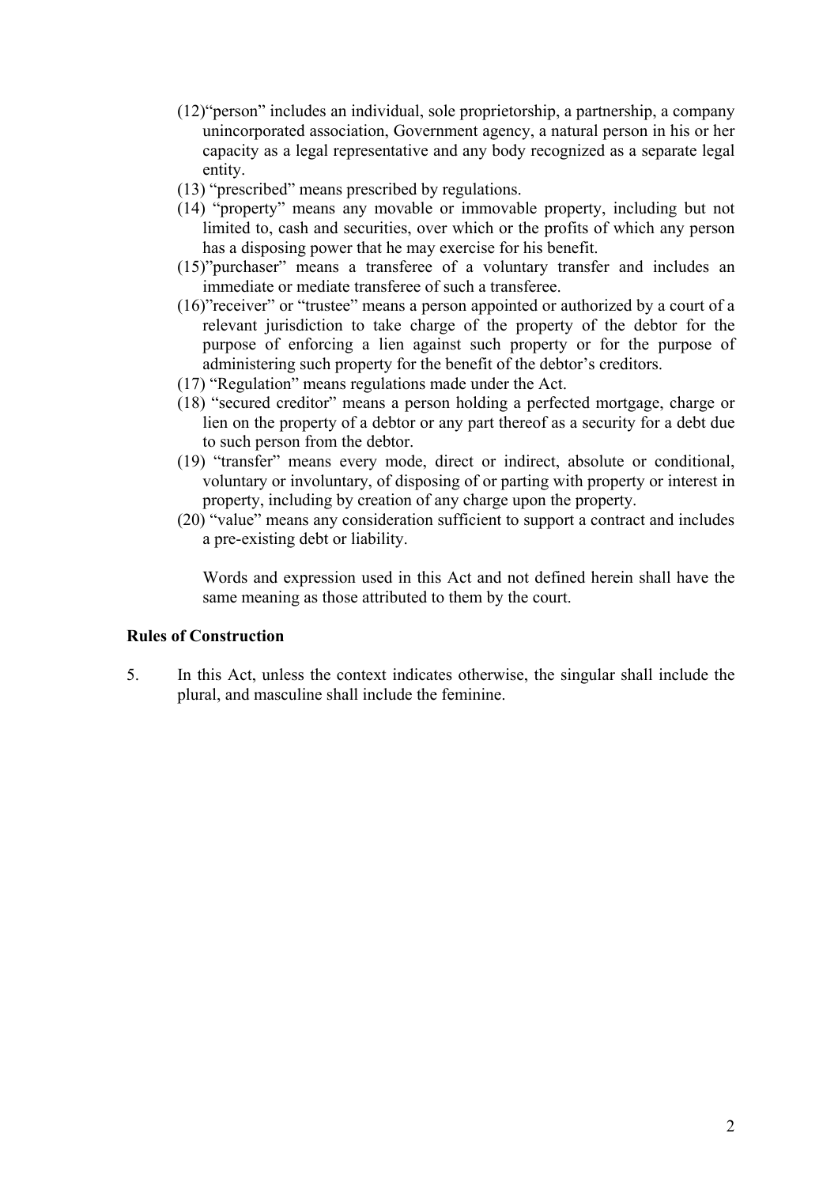(12)"person" includes an individual, sole proprietorship, a partnership, a company unincorporated association, Government agency, a natural person in his or her capacity as a legal representative and any body recognized as a separate legal entity.

(13) "prescribed" means prescribed by regulations.

(14) "property" means any movable or immovable property, including but not limited to, cash and securities, over which or the profits of which any person has a disposing power that he may exercise for his benefit.

(15)"purchaser" means a transferee of a voluntary transfer and includes an immediate or mediate transferee of such a transferee.

(16)"receiver" or "trustee" means a person appointed or authorized by a court of a relevant jurisdiction to take charge of the property of the debtor for the purpose of enforcing a lien against such property or for the purpose of administering such property for the benefit of the debtor's creditors.

(17) "Regulation" means regulations made under the Act.

(18) "secured creditor" means a person holding a perfected mortgage, charge or lien on the property of a debtor or any part thereof as a security for a debt due to such person from the debtor.

(19) "transfer" means every mode, direct or indirect, absolute or conditional, voluntary or involuntary, of disposing of or parting with property or interest in property, including by creation of any charge upon the property.

(20) "value" means any consideration sufficient to support a contract and includes a pre-existing debt or liability.

Words and expression used in this Act and not defined herein shall have the same meaning as those attributed to them by the court.

**Rules of Construction**

5. In this Act, unless the context indicates otherwise, the singular shall include the plural, and masculine shall include the feminine.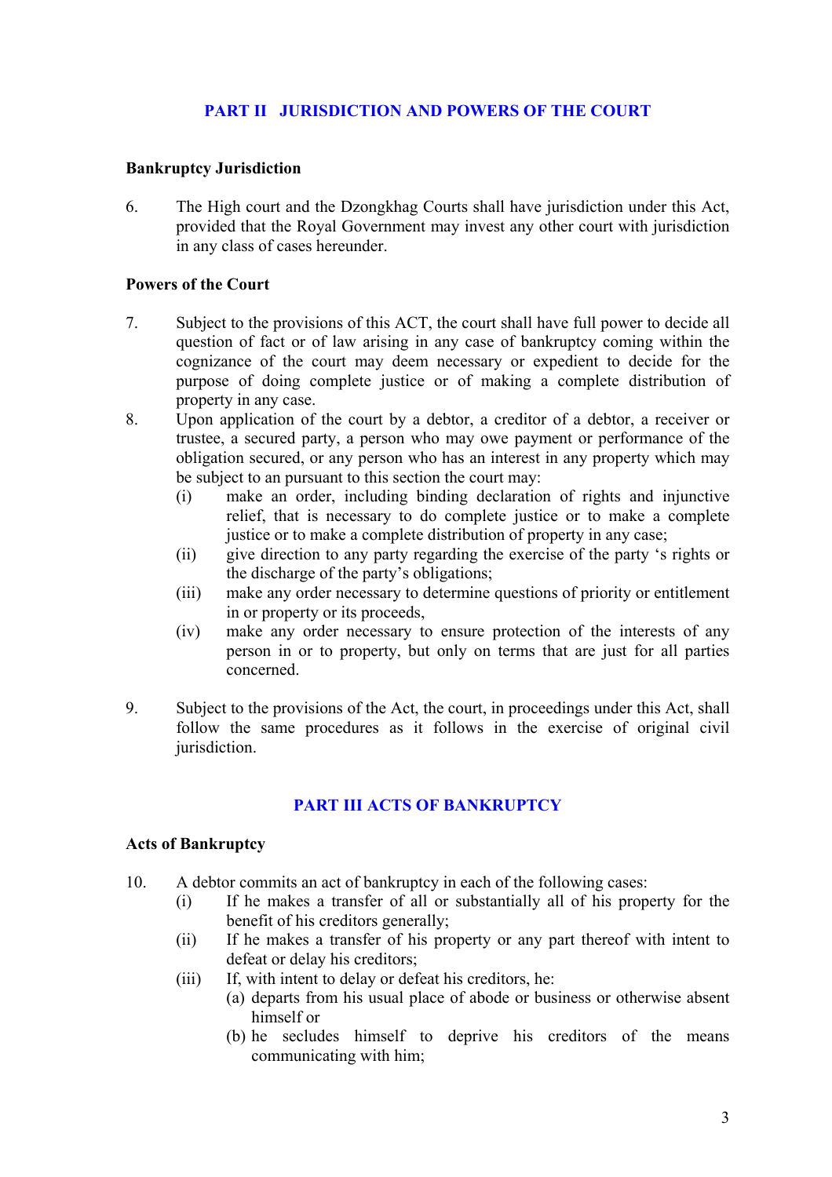## PART II JURISDICTION AND POWERS OF THE COURT

### Bankruptcy Jurisdiction

6. The High court and the Dzongkhag Courts shall have jurisdiction under this Act, provided that the Royal Government may invest any other court with jurisdiction in any class of cases hereunder.

### Powers of the Court

7. Subject to the provisions of this ACT, the court shall have full power to decide all question of fact or of law arising in any case of bankruptcy coming within the cognizance of the court may deem necessary or expedient to decide for the purpose of doing complete justice or of making a complete distribution of property in any case.

8. Upon application of the court by a debtor, a creditor of a debtor, a receiver or trustee, a secured party, a person who may owe payment or performance of the obligation secured, or any person who has an interest in any property which may be subject to an pursuant to this section the court may:
   - (i) make an order, including binding declaration of rights and injunctive relief, that is necessary to do complete justice or to make a complete justice or to make a complete distribution of property in any case;
   - (ii) give direction to any party regarding the exercise of the party 's rights or the discharge of the party's obligations;
   - (iii) make any order necessary to determine questions of priority or entitlement in or property or its proceeds,
   - (iv) make any order necessary to ensure protection of the interests of any person in or to property, but only on terms that are just for all parties concerned.

9. Subject to the provisions of the Act, the court, in proceedings under this Act, shall follow the same procedures as it follows in the exercise of original civil jurisdiction.

## PART III ACTS OF BANKRUPTCY

### Acts of Bankruptcy

10. A debtor commits an act of bankruptcy in each of the following cases:
   - (i) If he makes a transfer of all or substantially all of his property for the benefit of his creditors generally;
   - (ii) If he makes a transfer of his property or any part thereof with intent to defeat or delay his creditors;
   - (iii) If, with intent to delay or defeat his creditors, he:
     - (a) departs from his usual place of abode or business or otherwise absent himself or
     - (b) he secludes himself to deprive his creditors of the means communicating with him;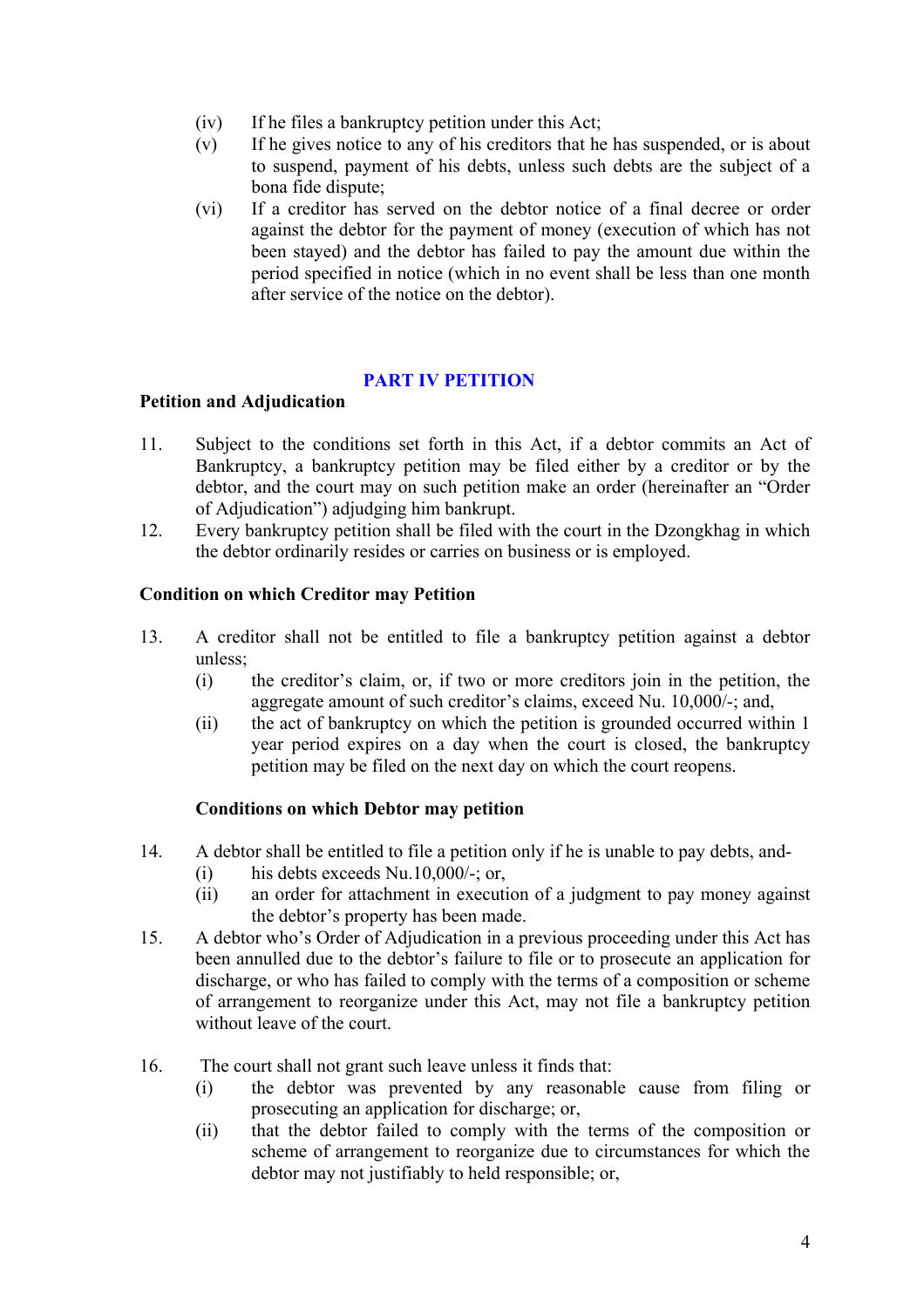(iv) If he files a bankruptcy petition under this Act;

(v) If he gives notice to any of his creditors that he has suspended, or is about to suspend, payment of his debts, unless such debts are the subject of a bona fide dispute;

(vi) If a creditor has served on the debtor notice of a final decree or order against the debtor for the payment of money (execution of which has not been stayed) and the debtor has failed to pay the amount due within the period specified in notice (which in no event shall be less than one month after service of the notice on the debtor).

## PART IV PETITION

### Petition and Adjudication

11. Subject to the conditions set forth in this Act, if a debtor commits an Act of Bankruptcy, a bankruptcy petition may be filed either by a creditor or by the debtor, and the court may on such petition make an order (hereinafter an "Order of Adjudication") adjudging him bankrupt.

12. Every bankruptcy petition shall be filed with the court in the Dzongkhag in which the debtor ordinarily resides or carries on business or is employed.

### Condition on which Creditor may Petition

13. A creditor shall not be entitled to file a bankruptcy petition against a debtor unless;
    (i) the creditor's claim, or, if two or more creditors join in the petition, the aggregate amount of such creditor's claims, exceed Nu. 10,000/-; and,
    (ii) the act of bankruptcy on which the petition is grounded occurred within 1 year period expires on a day when the court is closed, the bankruptcy petition may be filed on the next day on which the court reopens.

### Conditions on which Debtor may petition

14. A debtor shall be entitled to file a petition only if he is unable to pay debts, and-
    (i) his debts exceeds Nu.10,000/-; or,
    (ii) an order for attachment in execution of a judgment to pay money against the debtor's property has been made.

15. A debtor who's Order of Adjudication in a previous proceeding under this Act has been annulled due to the debtor's failure to file or to prosecute an application for discharge, or who has failed to comply with the terms of a composition or scheme of arrangement to reorganize under this Act, may not file a bankruptcy petition without leave of the court.

16. The court shall not grant such leave unless it finds that:
    (i) the debtor was prevented by any reasonable cause from filing or prosecuting an application for discharge; or,
    (ii) that the debtor failed to comply with the terms of the composition or scheme of arrangement to reorganize due to circumstances for which the debtor may not justifiably to held responsible; or,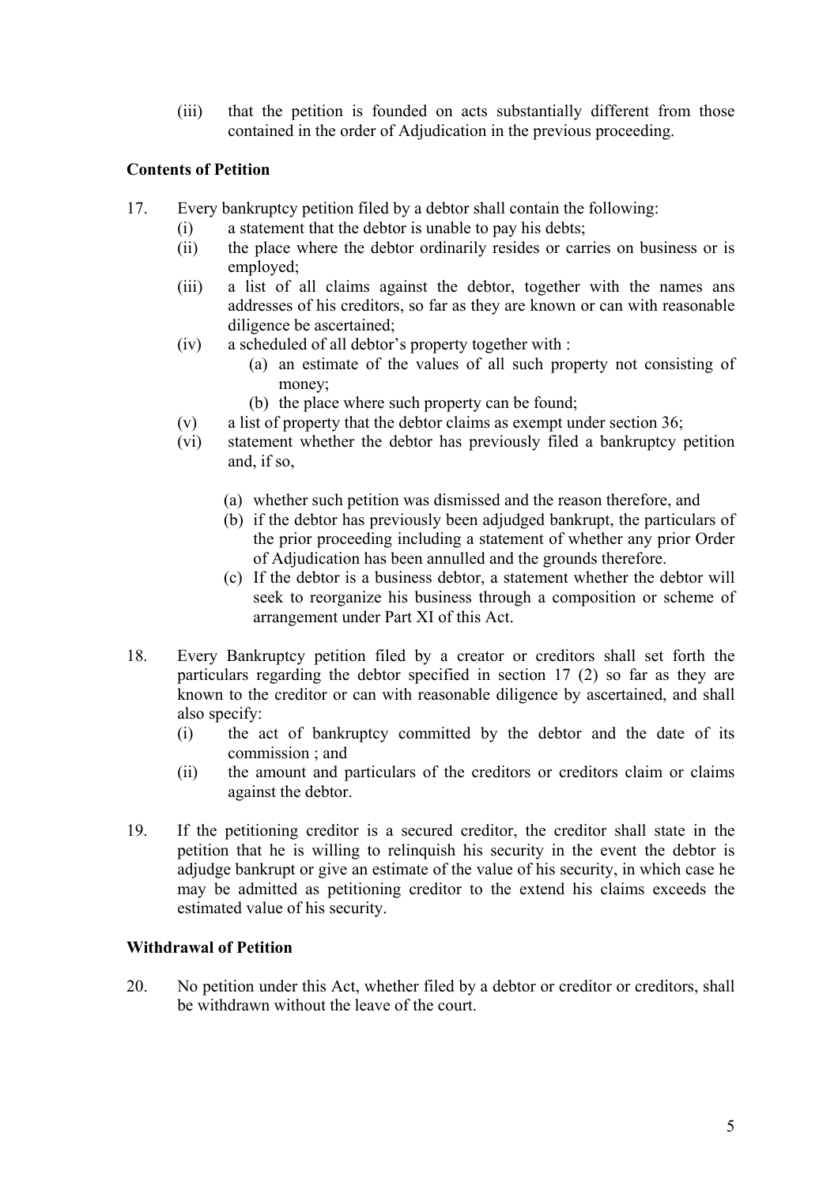(iii) that the petition is founded on acts substantially different from those contained in the order of Adjudication in the previous proceeding.

**Contents of Petition**

17. Every bankruptcy petition filed by a debtor shall contain the following:
    (i) a statement that the debtor is unable to pay his debts;
    (ii) the place where the debtor ordinarily resides or carries on business or is employed;
    (iii) a list of all claims against the debtor, together with the names ans addresses of his creditors, so far as they are known or can with reasonable diligence be ascertained;
    (iv) a scheduled of all debtor's property together with :
        (a) an estimate of the values of all such property not consisting of money;
        (b) the place where such property can be found;
    (v) a list of property that the debtor claims as exempt under section 36;
    (vi) statement whether the debtor has previously filed a bankruptcy petition and, if so,
        (a) whether such petition was dismissed and the reason therefore, and
        (b) if the debtor has previously been adjudged bankrupt, the particulars of the prior proceeding including a statement of whether any prior Order of Adjudication has been annulled and the grounds therefore.
        (c) If the debtor is a business debtor, a statement whether the debtor will seek to reorganize his business through a composition or scheme of arrangement under Part XI of this Act.

18. Every Bankruptcy petition filed by a creator or creditors shall set forth the particulars regarding the debtor specified in section 17 (2) so far as they are known to the creditor or can with reasonable diligence by ascertained, and shall also specify:
    (i) the act of bankruptcy committed by the debtor and the date of its commission ; and
    (ii) the amount and particulars of the creditors or creditors claim or claims against the debtor.

19. If the petitioning creditor is a secured creditor, the creditor shall state in the petition that he is willing to relinquish his security in the event the debtor is adjudge bankrupt or give an estimate of the value of his security, in which case he may be admitted as petitioning creditor to the extend his claims exceeds the estimated value of his security.

**Withdrawal of Petition**

20. No petition under this Act, whether filed by a debtor or creditor or creditors, shall be withdrawn without the leave of the court.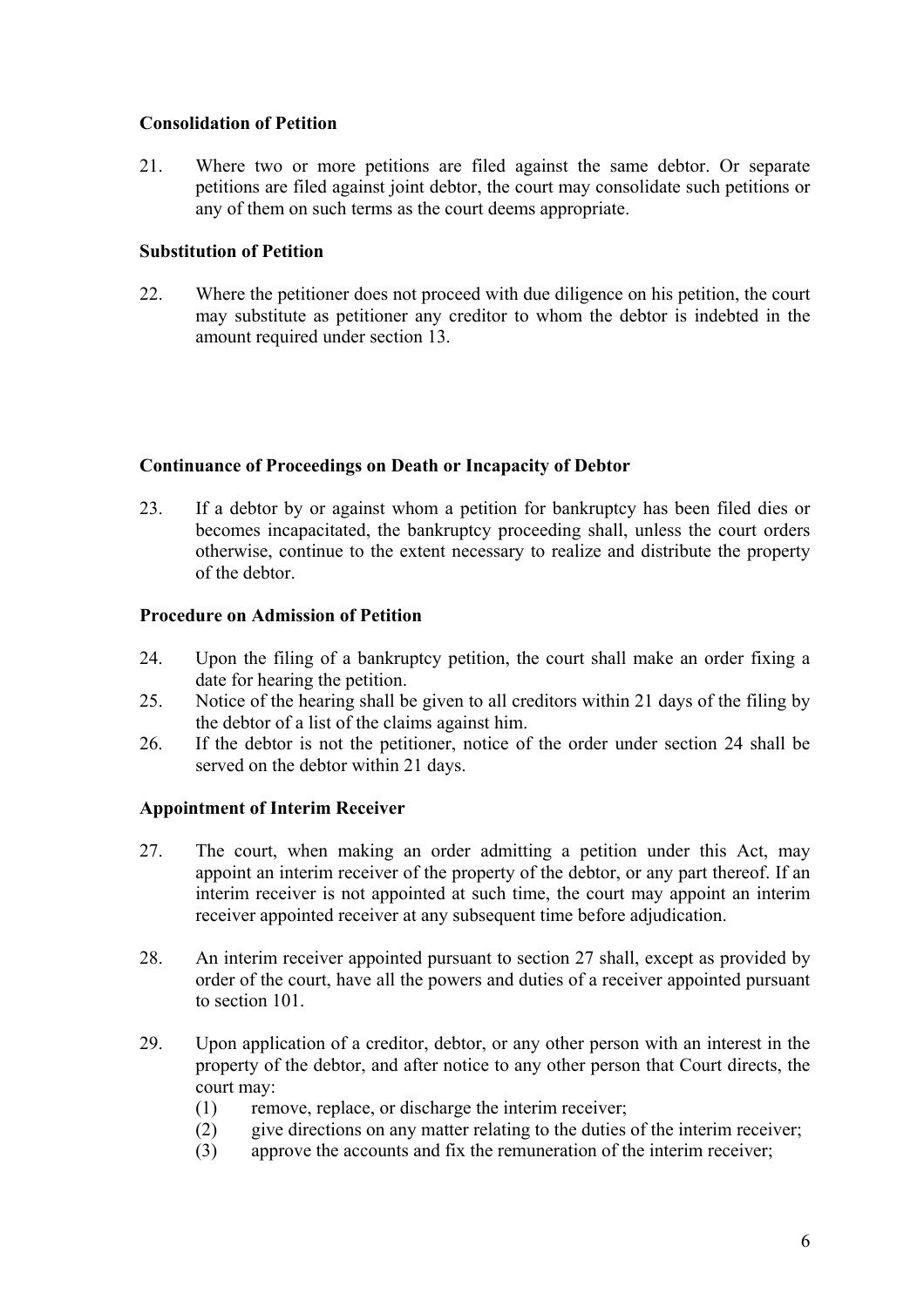**Consolidation of Petition**

21. Where two or more petitions are filed against the same debtor. Or separate petitions are filed against joint debtor, the court may consolidate such petitions or any of them on such terms as the court deems appropriate.

**Substitution of Petition**

22. Where the petitioner does not proceed with due diligence on his petition, the court may substitute as petitioner any creditor to whom the debtor is indebted in the amount required under section 13.

**Continuance of Proceedings on Death or Incapacity of Debtor**

23. If a debtor by or against whom a petition for bankruptcy has been filed dies or becomes incapacitated, the bankruptcy proceeding shall, unless the court orders otherwise, continue to the extent necessary to realize and distribute the property of the debtor.

**Procedure on Admission of Petition**

24. Upon the filing of a bankruptcy petition, the court shall make an order fixing a date for hearing the petition.
25. Notice of the hearing shall be given to all creditors within 21 days of the filing by the debtor of a list of the claims against him.
26. If the debtor is not the petitioner, notice of the order under section 24 shall be served on the debtor within 21 days.

**Appointment of Interim Receiver**

27. The court, when making an order admitting a petition under this Act, may appoint an interim receiver of the property of the debtor, or any part thereof. If an interim receiver is not appointed at such time, the court may appoint an interim receiver appointed receiver at any subsequent time before adjudication.

28. An interim receiver appointed pursuant to section 27 shall, except as provided by order of the court, have all the powers and duties of a receiver appointed pursuant to section 101.

29. Upon application of a creditor, debtor, or any other person with an interest in the property of the debtor, and after notice to any other person that Court directs, the court may:
    (1) remove, replace, or discharge the interim receiver;
    (2) give directions on any matter relating to the duties of the interim receiver;
    (3) approve the accounts and fix the remuneration of the interim receiver;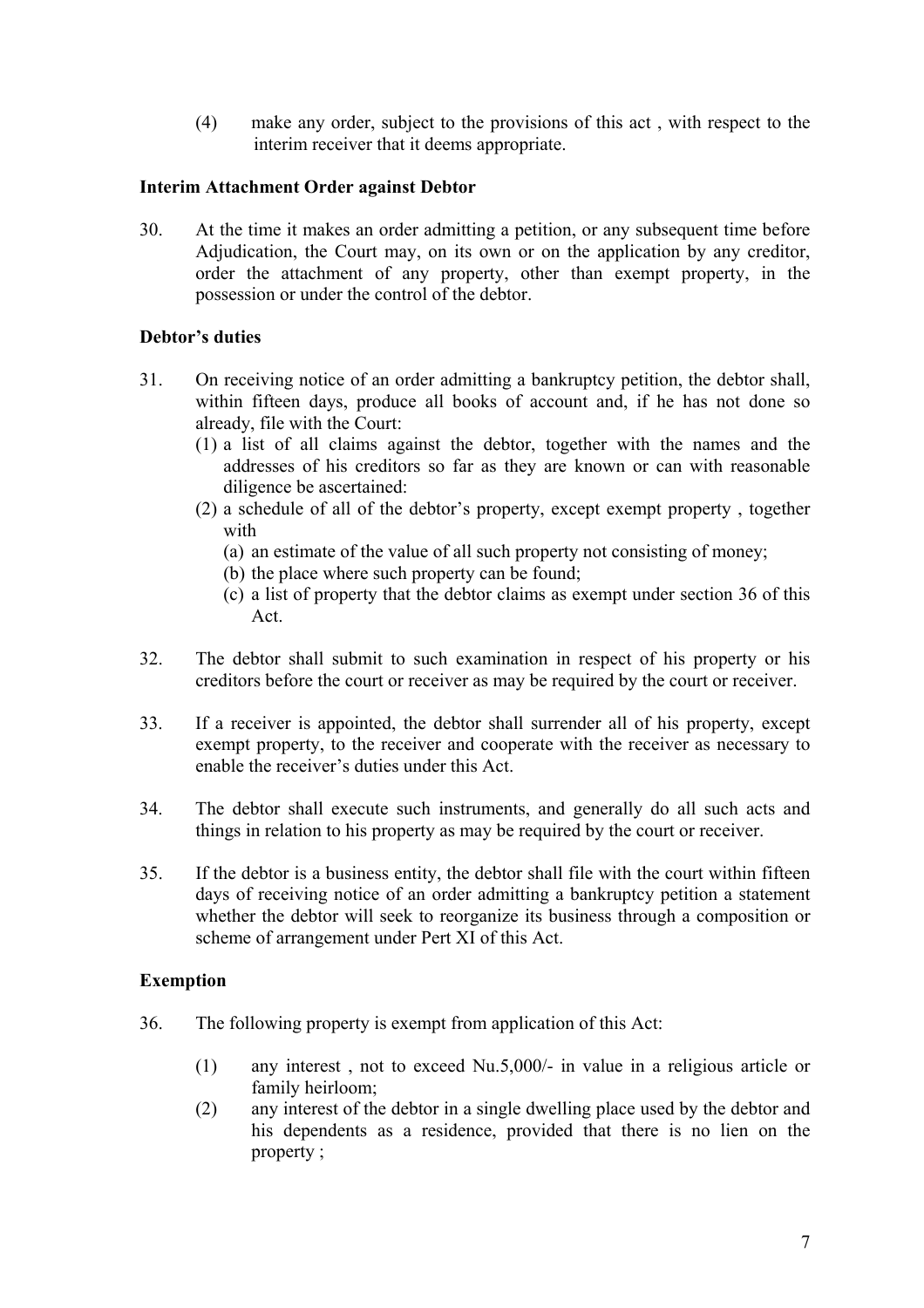(4) make any order, subject to the provisions of this act , with respect to the interim receiver that it deems appropriate.

**Interim Attachment Order against Debtor**

30. At the time it makes an order admitting a petition, or any subsequent time before Adjudication, the Court may, on its own or on the application by any creditor, order the attachment of any property, other than exempt property, in the possession or under the control of the debtor.

**Debtor's duties**

31. On receiving notice of an order admitting a bankruptcy petition, the debtor shall, within fifteen days, produce all books of account and, if he has not done so already, file with the Court:
    (1) a list of all claims against the debtor, together with the names and the addresses of his creditors so far as they are known or can with reasonable diligence be ascertained:
    (2) a schedule of all of the debtor's property, except exempt property , together with
        (a) an estimate of the value of all such property not consisting of money;
        (b) the place where such property can be found;
        (c) a list of property that the debtor claims as exempt under section 36 of this Act.

32. The debtor shall submit to such examination in respect of his property or his creditors before the court or receiver as may be required by the court or receiver.

33. If a receiver is appointed, the debtor shall surrender all of his property, except exempt property, to the receiver and cooperate with the receiver as necessary to enable the receiver's duties under this Act.

34. The debtor shall execute such instruments, and generally do all such acts and things in relation to his property as may be required by the court or receiver.

35. If the debtor is a business entity, the debtor shall file with the court within fifteen days of receiving notice of an order admitting a bankruptcy petition a statement whether the debtor will seek to reorganize its business through a composition or scheme of arrangement under Pert XI of this Act.

**Exemption**

36. The following property is exempt from application of this Act:

    (1) any interest , not to exceed Nu.5,000/- in value in a religious article or family heirloom;
    (2) any interest of the debtor in a single dwelling place used by the debtor and his dependents as a residence, provided that there is no lien on the property ;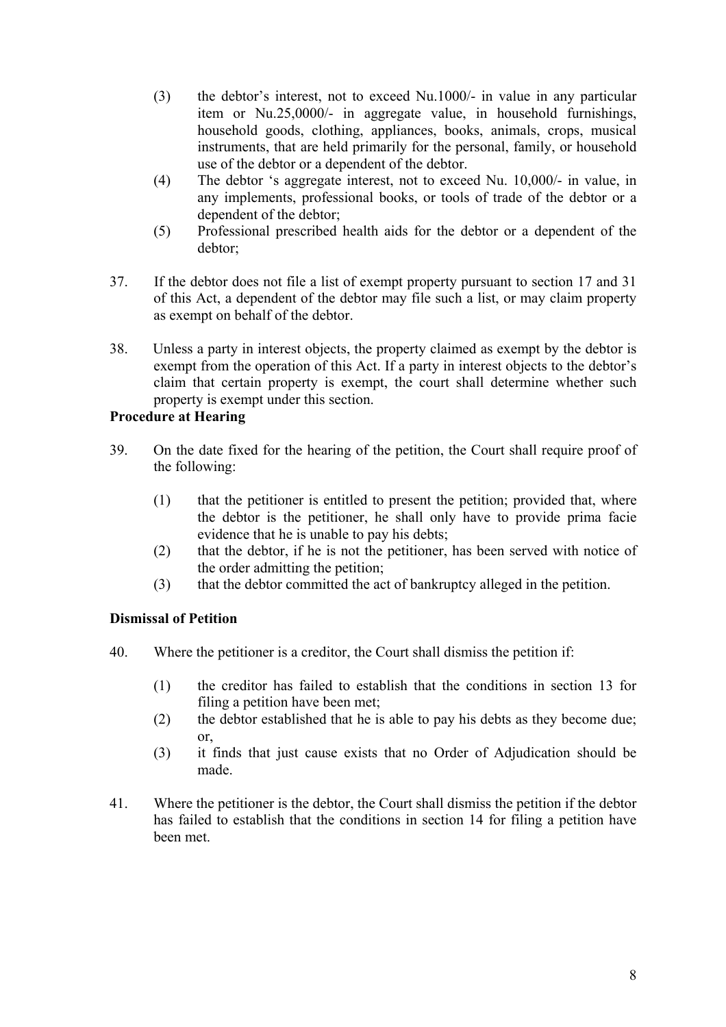(3) the debtor's interest, not to exceed Nu.1000/- in value in any particular item or Nu.25,0000/- in aggregate value, in household furnishings, household goods, clothing, appliances, books, animals, crops, musical instruments, that are held primarily for the personal, family, or household use of the debtor or a dependent of the debtor.

(4) The debtor 's aggregate interest, not to exceed Nu. 10,000/- in value, in any implements, professional books, or tools of trade of the debtor or a dependent of the debtor;

(5) Professional prescribed health aids for the debtor or a dependent of the debtor;

37. If the debtor does not file a list of exempt property pursuant to section 17 and 31 of this Act, a dependent of the debtor may file such a list, or may claim property as exempt on behalf of the debtor.

38. Unless a party in interest objects, the property claimed as exempt by the debtor is exempt from the operation of this Act. If a party in interest objects to the debtor's claim that certain property is exempt, the court shall determine whether such property is exempt under this section.

**Procedure at Hearing**

39. On the date fixed for the hearing of the petition, the Court shall require proof of the following:

(1) that the petitioner is entitled to present the petition; provided that, where the debtor is the petitioner, he shall only have to provide prima facie evidence that he is unable to pay his debts;

(2) that the debtor, if he is not the petitioner, has been served with notice of the order admitting the petition;

(3) that the debtor committed the act of bankruptcy alleged in the petition.

**Dismissal of Petition**

40. Where the petitioner is a creditor, the Court shall dismiss the petition if:

(1) the creditor has failed to establish that the conditions in section 13 for filing a petition have been met;

(2) the debtor established that he is able to pay his debts as they become due; or,

(3) it finds that just cause exists that no Order of Adjudication should be made.

41. Where the petitioner is the debtor, the Court shall dismiss the petition if the debtor has failed to establish that the conditions in section 14 for filing a petition have been met.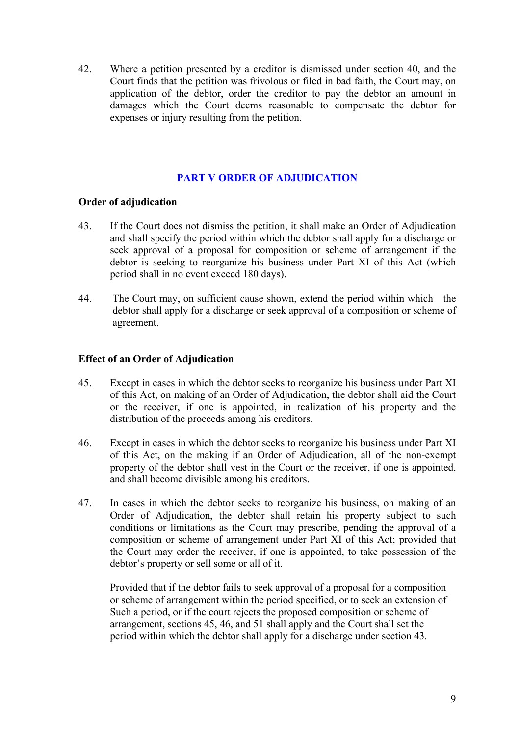42. Where a petition presented by a creditor is dismissed under section 40, and the Court finds that the petition was frivolous or filed in bad faith, the Court may, on application of the debtor, order the creditor to pay the debtor an amount in damages which the Court deems reasonable to compensate the debtor for expenses or injury resulting from the petition.

## PART V ORDER OF ADJUDICATION

### Order of adjudication

43. If the Court does not dismiss the petition, it shall make an Order of Adjudication and shall specify the period within which the debtor shall apply for a discharge or seek approval of a proposal for composition or scheme of arrangement if the debtor is seeking to reorganize his business under Part XI of this Act (which period shall in no event exceed 180 days).

44. The Court may, on sufficient cause shown, extend the period within which the debtor shall apply for a discharge or seek approval of a composition or scheme of agreement.

### Effect of an Order of Adjudication

45. Except in cases in which the debtor seeks to reorganize his business under Part XI of this Act, on making of an Order of Adjudication, the debtor shall aid the Court or the receiver, if one is appointed, in realization of his property and the distribution of the proceeds among his creditors.

46. Except in cases in which the debtor seeks to reorganize his business under Part XI of this Act, on the making if an Order of Adjudication, all of the non-exempt property of the debtor shall vest in the Court or the receiver, if one is appointed, and shall become divisible among his creditors.

47. In cases in which the debtor seeks to reorganize his business, on making of an Order of Adjudication, the debtor shall retain his property subject to such conditions or limitations as the Court may prescribe, pending the approval of a composition or scheme of arrangement under Part XI of this Act; provided that the Court may order the receiver, if one is appointed, to take possession of the debtor's property or sell some or all of it.

    Provided that if the debtor fails to seek approval of a proposal for a composition or scheme of arrangement within the period specified, or to seek an extension of Such a period, or if the court rejects the proposed composition or scheme of arrangement, sections 45, 46, and 51 shall apply and the Court shall set the period within which the debtor shall apply for a discharge under section 43.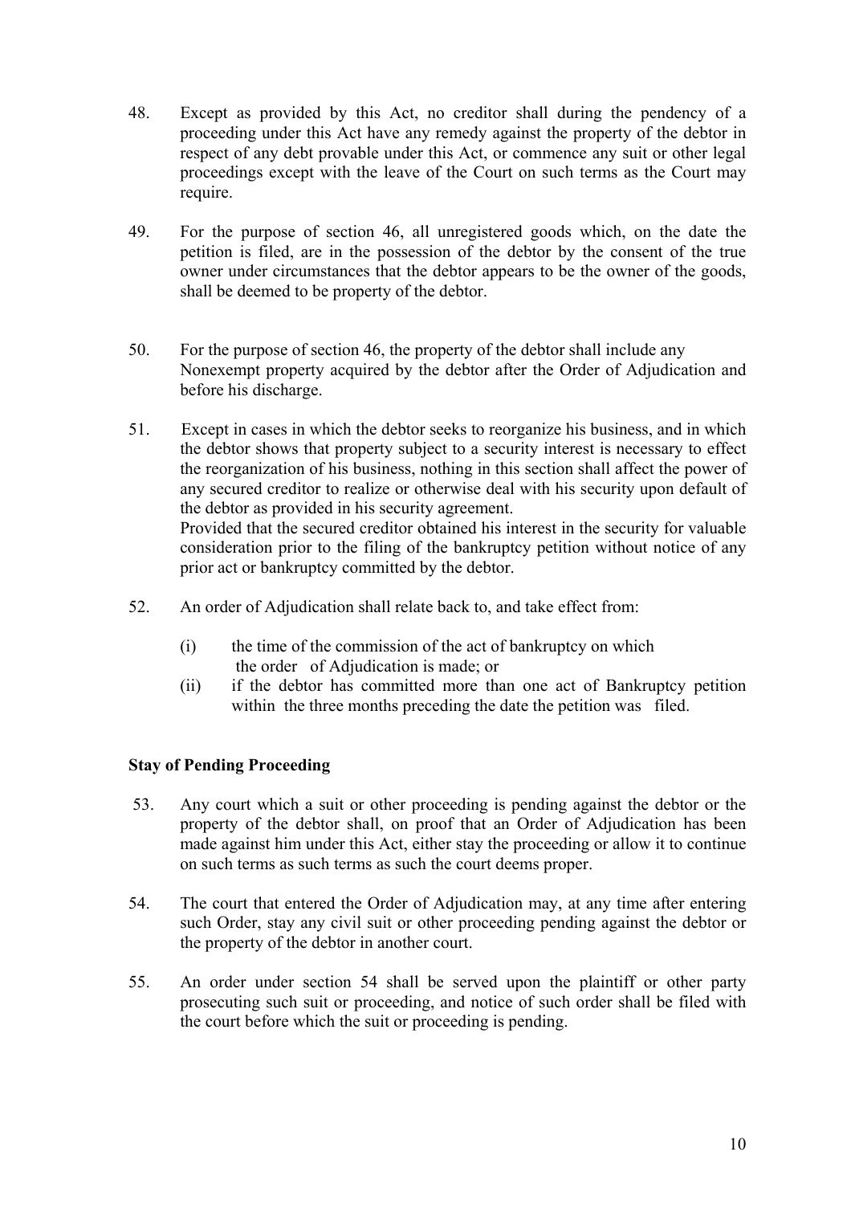48. Except as provided by this Act, no creditor shall during the pendency of a proceeding under this Act have any remedy against the property of the debtor in respect of any debt provable under this Act, or commence any suit or other legal proceedings except with the leave of the Court on such terms as the Court may require.

49. For the purpose of section 46, all unregistered goods which, on the date the petition is filed, are in the possession of the debtor by the consent of the true owner under circumstances that the debtor appears to be the owner of the goods, shall be deemed to be property of the debtor.

50. For the purpose of section 46, the property of the debtor shall include any Nonexempt property acquired by the debtor after the Order of Adjudication and before his discharge.

51. Except in cases in which the debtor seeks to reorganize his business, and in which the debtor shows that property subject to a security interest is necessary to effect the reorganization of his business, nothing in this section shall affect the power of any secured creditor to realize or otherwise deal with his security upon default of the debtor as provided in his security agreement.
Provided that the secured creditor obtained his interest in the security for valuable consideration prior to the filing of the bankruptcy petition without notice of any prior act or bankruptcy committed by the debtor.

52. An order of Adjudication shall relate back to, and take effect from:

    (i) the time of the commission of the act of bankruptcy on which the order of Adjudication is made; or
    (ii) if the debtor has committed more than one act of Bankruptcy petition within the three months preceding the date the petition was filed.

**Stay of Pending Proceeding**

53. Any court which a suit or other proceeding is pending against the debtor or the property of the debtor shall, on proof that an Order of Adjudication has been made against him under this Act, either stay the proceeding or allow it to continue on such terms as such terms as such the court deems proper.

54. The court that entered the Order of Adjudication may, at any time after entering such Order, stay any civil suit or other proceeding pending against the debtor or the property of the debtor in another court.

55. An order under section 54 shall be served upon the plaintiff or other party prosecuting such suit or proceeding, and notice of such order shall be filed with the court before which the suit or proceeding is pending.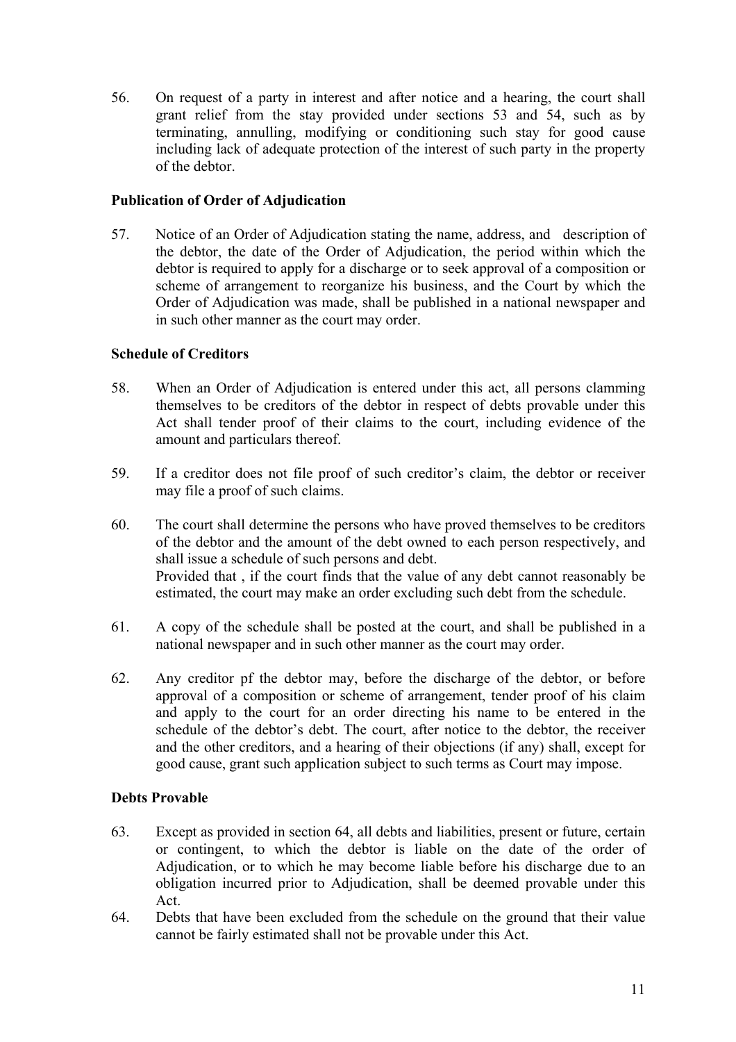56. On request of a party in interest and after notice and a hearing, the court shall grant relief from the stay provided under sections 53 and 54, such as by terminating, annulling, modifying or conditioning such stay for good cause including lack of adequate protection of the interest of such party in the property of the debtor.

**Publication of Order of Adjudication**

57. Notice of an Order of Adjudication stating the name, address, and description of the debtor, the date of the Order of Adjudication, the period within which the debtor is required to apply for a discharge or to seek approval of a composition or scheme of arrangement to reorganize his business, and the Court by which the Order of Adjudication was made, shall be published in a national newspaper and in such other manner as the court may order.

**Schedule of Creditors**

58. When an Order of Adjudication is entered under this act, all persons clamming themselves to be creditors of the debtor in respect of debts provable under this Act shall tender proof of their claims to the court, including evidence of the amount and particulars thereof.

59. If a creditor does not file proof of such creditor's claim, the debtor or receiver may file a proof of such claims.

60. The court shall determine the persons who have proved themselves to be creditors of the debtor and the amount of the debt owned to each person respectively, and shall issue a schedule of such persons and debt.
Provided that , if the court finds that the value of any debt cannot reasonably be estimated, the court may make an order excluding such debt from the schedule.

61. A copy of the schedule shall be posted at the court, and shall be published in a national newspaper and in such other manner as the court may order.

62. Any creditor pf the debtor may, before the discharge of the debtor, or before approval of a composition or scheme of arrangement, tender proof of his claim and apply to the court for an order directing his name to be entered in the schedule of the debtor's debt. The court, after notice to the debtor, the receiver and the other creditors, and a hearing of their objections (if any) shall, except for good cause, grant such application subject to such terms as Court may impose.

**Debts Provable**

63. Except as provided in section 64, all debts and liabilities, present or future, certain or contingent, to which the debtor is liable on the date of the order of Adjudication, or to which he may become liable before his discharge due to an obligation incurred prior to Adjudication, shall be deemed provable under this Act.

64. Debts that have been excluded from the schedule on the ground that their value cannot be fairly estimated shall not be provable under this Act.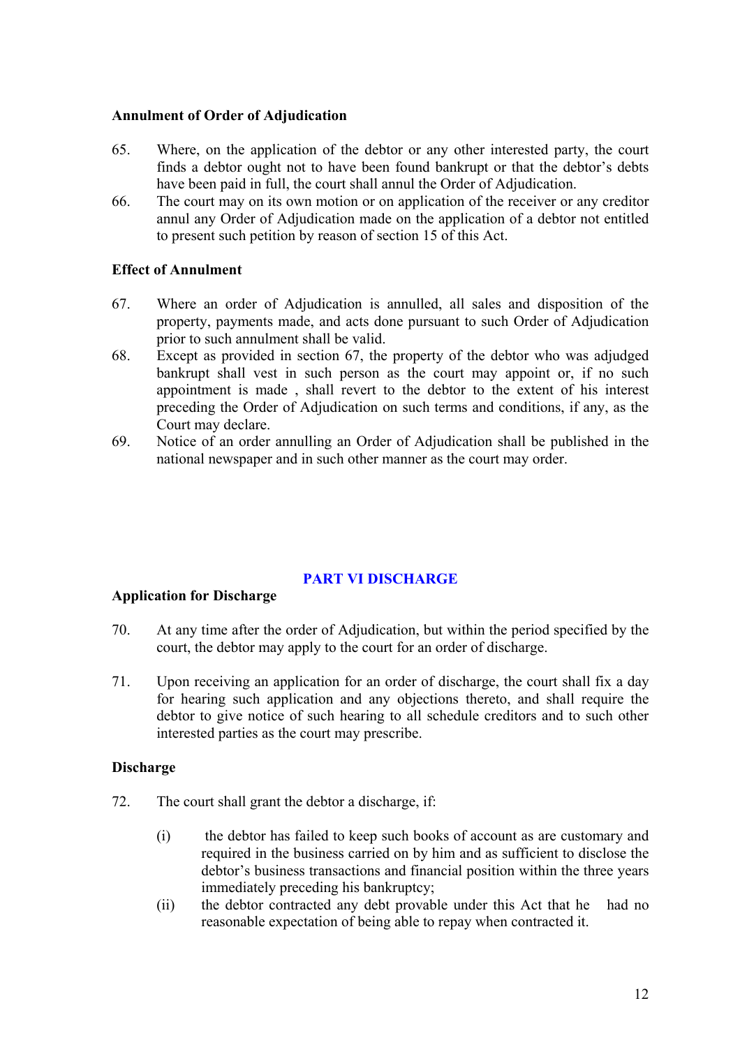**Annulment of Order of Adjudication**

65. Where, on the application of the debtor or any other interested party, the court finds a debtor ought not to have been found bankrupt or that the debtor's debts have been paid in full, the court shall annul the Order of Adjudication.
66. The court may on its own motion or on application of the receiver or any creditor annul any Order of Adjudication made on the application of a debtor not entitled to present such petition by reason of section 15 of this Act.

**Effect of Annulment**

67. Where an order of Adjudication is annulled, all sales and disposition of the property, payments made, and acts done pursuant to such Order of Adjudication prior to such annulment shall be valid.
68. Except as provided in section 67, the property of the debtor who was adjudged bankrupt shall vest in such person as the court may appoint or, if no such appointment is made , shall revert to the debtor to the extent of his interest preceding the Order of Adjudication on such terms and conditions, if any, as the Court may declare.
69. Notice of an order annulling an Order of Adjudication shall be published in the national newspaper and in such other manner as the court may order.

## PART VI DISCHARGE

**Application for Discharge**

70. At any time after the order of Adjudication, but within the period specified by the court, the debtor may apply to the court for an order of discharge.

71. Upon receiving an application for an order of discharge, the court shall fix a day for hearing such application and any objections thereto, and shall require the debtor to give notice of such hearing to all schedule creditors and to such other interested parties as the court may prescribe.

**Discharge**

72. The court shall grant the debtor a discharge, if:

    (i) the debtor has failed to keep such books of account as are customary and required in the business carried on by him and as sufficient to disclose the debtor's business transactions and financial position within the three years immediately preceding his bankruptcy;

    (ii) the debtor contracted any debt provable under this Act that he had no reasonable expectation of being able to repay when contracted it.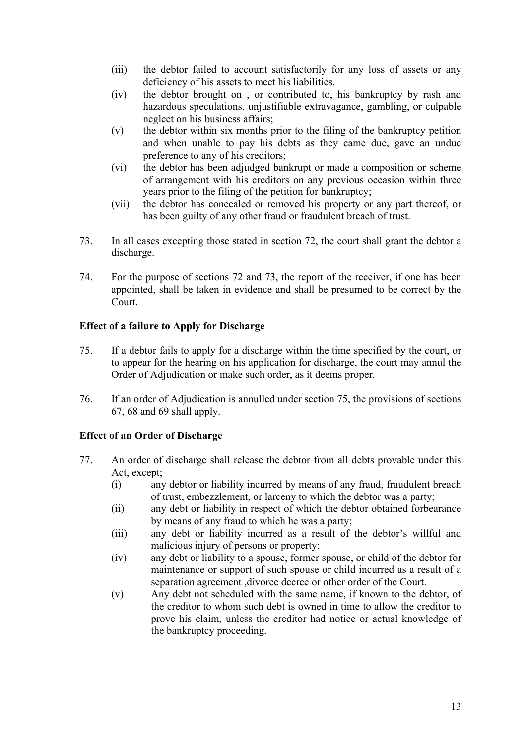(iii) the debtor failed to account satisfactorily for any loss of assets or any deficiency of his assets to meet his liabilities.

(iv) the debtor brought on , or contributed to, his bankruptcy by rash and hazardous speculations, unjustifiable extravagance, gambling, or culpable neglect on his business affairs;

(v) the debtor within six months prior to the filing of the bankruptcy petition and when unable to pay his debts as they came due, gave an undue preference to any of his creditors;

(vi) the debtor has been adjudged bankrupt or made a composition or scheme of arrangement with his creditors on any previous occasion within three years prior to the filing of the petition for bankruptcy;

(vii) the debtor has concealed or removed his property or any part thereof, or has been guilty of any other fraud or fraudulent breach of trust.

73. In all cases excepting those stated in section 72, the court shall grant the debtor a discharge.

74. For the purpose of sections 72 and 73, the report of the receiver, if one has been appointed, shall be taken in evidence and shall be presumed to be correct by the Court.

**Effect of a failure to Apply for Discharge**

75. If a debtor fails to apply for a discharge within the time specified by the court, or to appear for the hearing on his application for discharge, the court may annul the Order of Adjudication or make such order, as it deems proper.

76. If an order of Adjudication is annulled under section 75, the provisions of sections 67, 68 and 69 shall apply.

**Effect of an Order of Discharge**

77. An order of discharge shall release the debtor from all debts provable under this Act, except;

(i) any debtor or liability incurred by means of any fraud, fraudulent breach of trust, embezzlement, or larceny to which the debtor was a party;

(ii) any debt or liability in respect of which the debtor obtained forbearance by means of any fraud to which he was a party;

(iii) any debt or liability incurred as a result of the debtor's willful and malicious injury of persons or property;

(iv) any debt or liability to a spouse, former spouse, or child of the debtor for maintenance or support of such spouse or child incurred as a result of a separation agreement ,divorce decree or other order of the Court.

(v) Any debt not scheduled with the same name, if known to the debtor, of the creditor to whom such debt is owned in time to allow the creditor to prove his claim, unless the creditor had notice or actual knowledge of the bankruptcy proceeding.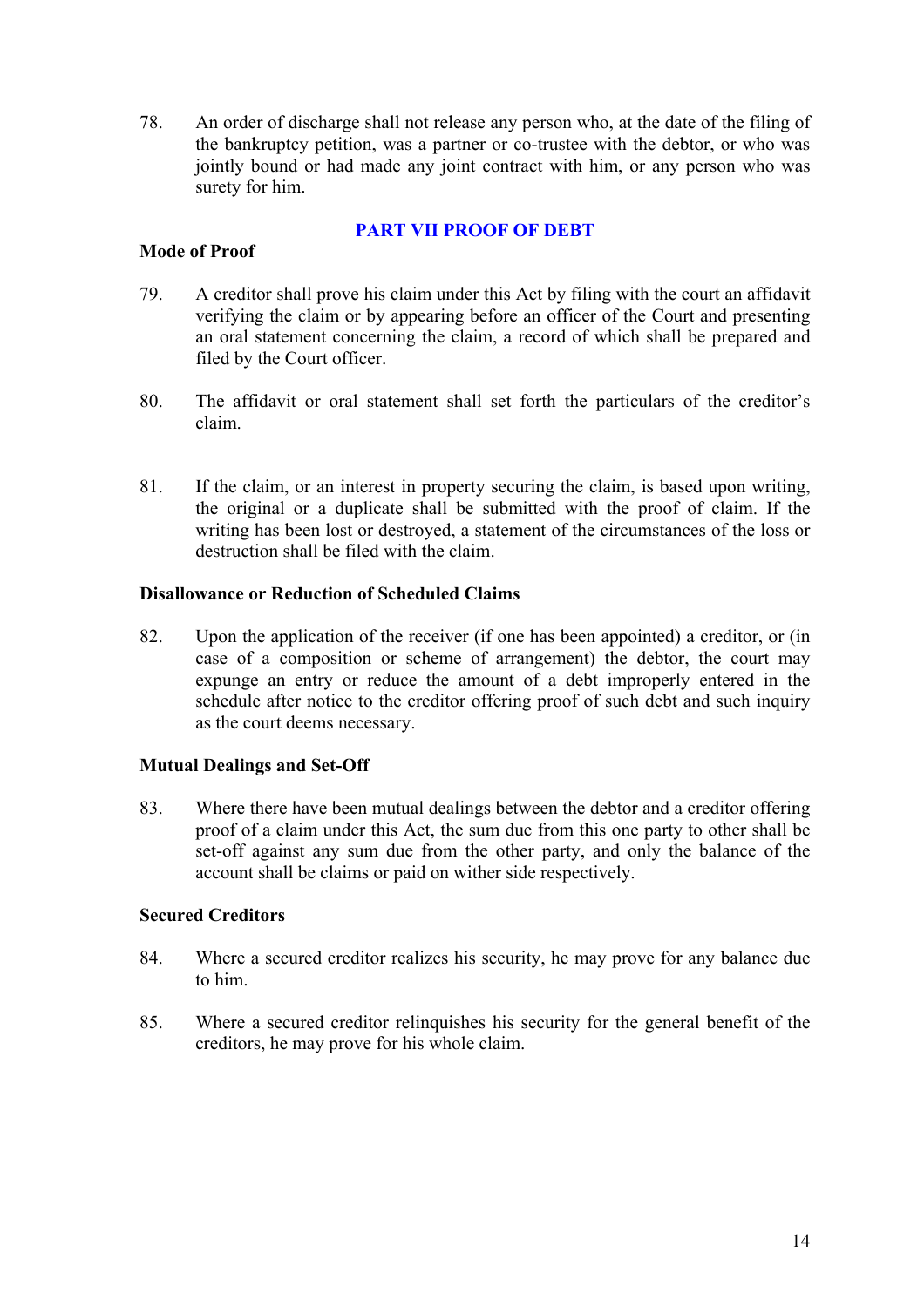78. An order of discharge shall not release any person who, at the date of the filing of the bankruptcy petition, was a partner or co-trustee with the debtor, or who was jointly bound or had made any joint contract with him, or any person who was surety for him.

## PART VII PROOF OF DEBT

### Mode of Proof

79. A creditor shall prove his claim under this Act by filing with the court an affidavit verifying the claim or by appearing before an officer of the Court and presenting an oral statement concerning the claim, a record of which shall be prepared and filed by the Court officer.

80. The affidavit or oral statement shall set forth the particulars of the creditor's claim.

81. If the claim, or an interest in property securing the claim, is based upon writing, the original or a duplicate shall be submitted with the proof of claim. If the writing has been lost or destroyed, a statement of the circumstances of the loss or destruction shall be filed with the claim.

### Disallowance or Reduction of Scheduled Claims

82. Upon the application of the receiver (if one has been appointed) a creditor, or (in case of a composition or scheme of arrangement) the debtor, the court may expunge an entry or reduce the amount of a debt improperly entered in the schedule after notice to the creditor offering proof of such debt and such inquiry as the court deems necessary.

### Mutual Dealings and Set-Off

83. Where there have been mutual dealings between the debtor and a creditor offering proof of a claim under this Act, the sum due from this one party to other shall be set-off against any sum due from the other party, and only the balance of the account shall be claims or paid on wither side respectively.

### Secured Creditors

84. Where a secured creditor realizes his security, he may prove for any balance due to him.

85. Where a secured creditor relinquishes his security for the general benefit of the creditors, he may prove for his whole claim.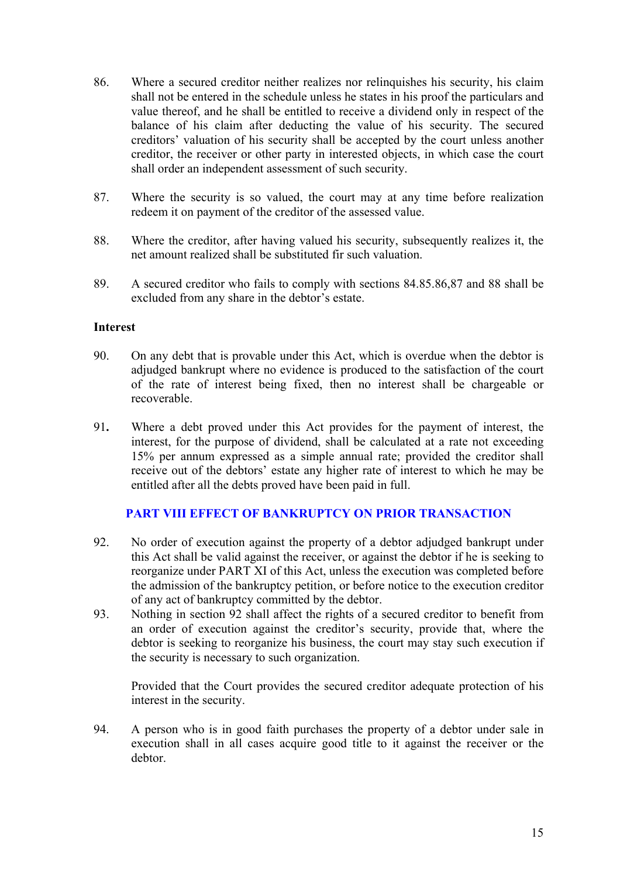86. Where a secured creditor neither realizes nor relinquishes his security, his claim shall not be entered in the schedule unless he states in his proof the particulars and value thereof, and he shall be entitled to receive a dividend only in respect of the balance of his claim after deducting the value of his security. The secured creditors' valuation of his security shall be accepted by the court unless another creditor, the receiver or other party in interested objects, in which case the court shall order an independent assessment of such security.

87. Where the security is so valued, the court may at any time before realization redeem it on payment of the creditor of the assessed value.

88. Where the creditor, after having valued his security, subsequently realizes it, the net amount realized shall be substituted fir such valuation.

89. A secured creditor who fails to comply with sections 84.85.86,87 and 88 shall be excluded from any share in the debtor's estate.

**Interest**

90. On any debt that is provable under this Act, which is overdue when the debtor is adjudged bankrupt where no evidence is produced to the satisfaction of the court of the rate of interest being fixed, then no interest shall be chargeable or recoverable.

91**.** Where a debt proved under this Act provides for the payment of interest, the interest, for the purpose of dividend, shall be calculated at a rate not exceeding 15% per annum expressed as a simple annual rate; provided the creditor shall receive out of the debtors' estate any higher rate of interest to which he may be entitled after all the debts proved have been paid in full.

## PART VIII EFFECT OF BANKRUPTCY ON PRIOR TRANSACTION

92. No order of execution against the property of a debtor adjudged bankrupt under this Act shall be valid against the receiver, or against the debtor if he is seeking to reorganize under PART XI of this Act, unless the execution was completed before the admission of the bankruptcy petition, or before notice to the execution creditor of any act of bankruptcy committed by the debtor.

93. Nothing in section 92 shall affect the rights of a secured creditor to benefit from an order of execution against the creditor's security, provide that, where the debtor is seeking to reorganize his business, the court may stay such execution if the security is necessary to such organization.

    Provided that the Court provides the secured creditor adequate protection of his interest in the security.

94. A person who is in good faith purchases the property of a debtor under sale in execution shall in all cases acquire good title to it against the receiver or the debtor.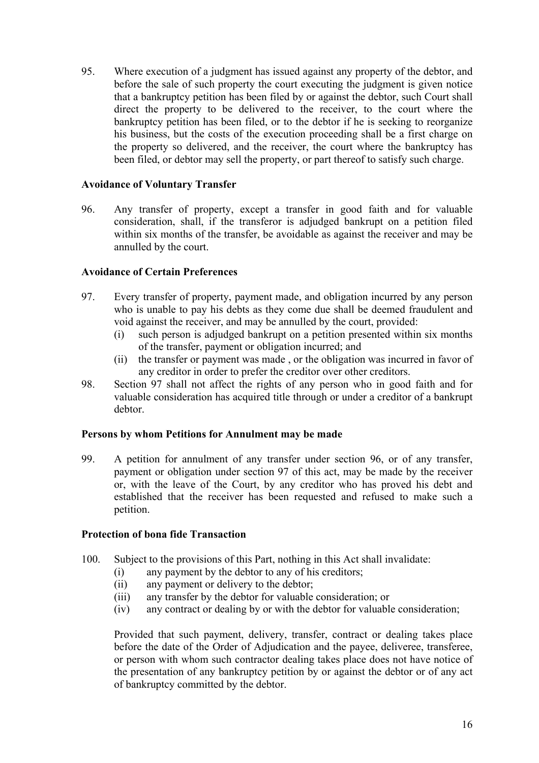95. Where execution of a judgment has issued against any property of the debtor, and before the sale of such property the court executing the judgment is given notice that a bankruptcy petition has been filed by or against the debtor, such Court shall direct the property to be delivered to the receiver, to the court where the bankruptcy petition has been filed, or to the debtor if he is seeking to reorganize his business, but the costs of the execution proceeding shall be a first charge on the property so delivered, and the receiver, the court where the bankruptcy has been filed, or debtor may sell the property, or part thereof to satisfy such charge.

**Avoidance of Voluntary Transfer**

96. Any transfer of property, except a transfer in good faith and for valuable consideration, shall, if the transferor is adjudged bankrupt on a petition filed within six months of the transfer, be avoidable as against the receiver and may be annulled by the court.

**Avoidance of Certain Preferences**

97. Every transfer of property, payment made, and obligation incurred by any person who is unable to pay his debts as they come due shall be deemed fraudulent and void against the receiver, and may be annulled by the court, provided:
    (i) such person is adjudged bankrupt on a petition presented within six months of the transfer, payment or obligation incurred; and
    (ii) the transfer or payment was made , or the obligation was incurred in favor of any creditor in order to prefer the creditor over other creditors.

98. Section 97 shall not affect the rights of any person who in good faith and for valuable consideration has acquired title through or under a creditor of a bankrupt debtor.

**Persons by whom Petitions for Annulment may be made**

99. A petition for annulment of any transfer under section 96, or of any transfer, payment or obligation under section 97 of this act, may be made by the receiver or, with the leave of the Court, by any creditor who has proved his debt and established that the receiver has been requested and refused to make such a petition.

**Protection of bona fide Transaction**

100. Subject to the provisions of this Part, nothing in this Act shall invalidate:
    (i) any payment by the debtor to any of his creditors;
    (ii) any payment or delivery to the debtor;
    (iii) any transfer by the debtor for valuable consideration; or
    (iv) any contract or dealing by or with the debtor for valuable consideration;

    Provided that such payment, delivery, transfer, contract or dealing takes place before the date of the Order of Adjudication and the payee, deliveree, transferee, or person with whom such contractor dealing takes place does not have notice of the presentation of any bankruptcy petition by or against the debtor or of any act of bankruptcy committed by the debtor.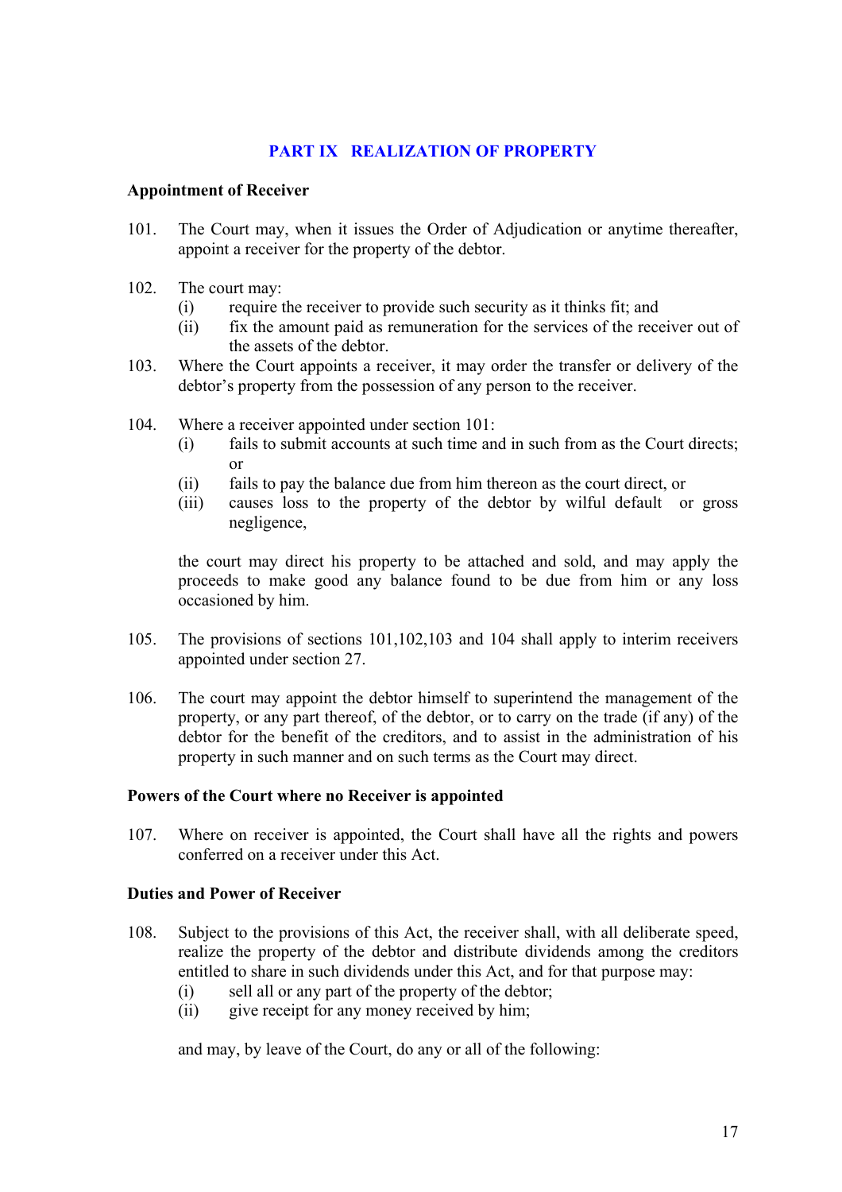## PART IX REALIZATION OF PROPERTY

**Appointment of Receiver**

101. The Court may, when it issues the Order of Adjudication or anytime thereafter, appoint a receiver for the property of the debtor.

102. The court may:
   (i) require the receiver to provide such security as it thinks fit; and
   (ii) fix the amount paid as remuneration for the services of the receiver out of the assets of the debtor.

103. Where the Court appoints a receiver, it may order the transfer or delivery of the debtor's property from the possession of any person to the receiver.

104. Where a receiver appointed under section 101:
   (i) fails to submit accounts at such time and in such from as the Court directs; or
   (ii) fails to pay the balance due from him thereon as the court direct, or
   (iii) causes loss to the property of the debtor by wilful default or gross negligence,

   the court may direct his property to be attached and sold, and may apply the proceeds to make good any balance found to be due from him or any loss occasioned by him.

105. The provisions of sections 101,102,103 and 104 shall apply to interim receivers appointed under section 27.

106. The court may appoint the debtor himself to superintend the management of the property, or any part thereof, of the debtor, or to carry on the trade (if any) of the debtor for the benefit of the creditors, and to assist in the administration of his property in such manner and on such terms as the Court may direct.

**Powers of the Court where no Receiver is appointed**

107. Where on receiver is appointed, the Court shall have all the rights and powers conferred on a receiver under this Act.

**Duties and Power of Receiver**

108. Subject to the provisions of this Act, the receiver shall, with all deliberate speed, realize the property of the debtor and distribute dividends among the creditors entitled to share in such dividends under this Act, and for that purpose may:
   (i) sell all or any part of the property of the debtor;
   (ii) give receipt for any money received by him;

   and may, by leave of the Court, do any or all of the following: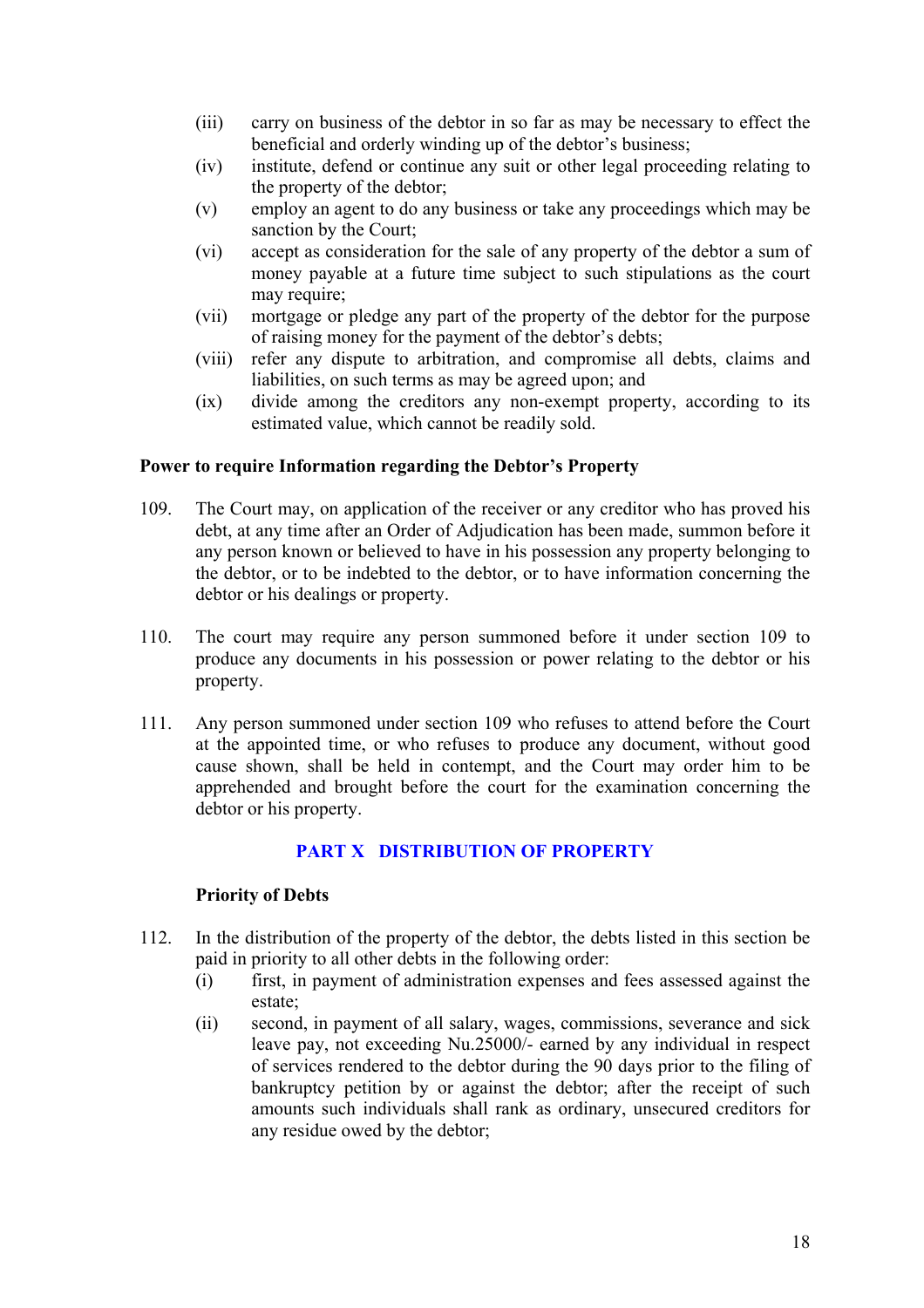(iii) carry on business of the debtor in so far as may be necessary to effect the beneficial and orderly winding up of the debtor's business;

(iv) institute, defend or continue any suit or other legal proceeding relating to the property of the debtor;

(v) employ an agent to do any business or take any proceedings which may be sanction by the Court;

(vi) accept as consideration for the sale of any property of the debtor a sum of money payable at a future time subject to such stipulations as the court may require;

(vii) mortgage or pledge any part of the property of the debtor for the purpose of raising money for the payment of the debtor's debts;

(viii) refer any dispute to arbitration, and compromise all debts, claims and liabilities, on such terms as may be agreed upon; and

(ix) divide among the creditors any non-exempt property, according to its estimated value, which cannot be readily sold.

**Power to require Information regarding the Debtor's Property**

109. The Court may, on application of the receiver or any creditor who has proved his debt, at any time after an Order of Adjudication has been made, summon before it any person known or believed to have in his possession any property belonging to the debtor, or to be indebted to the debtor, or to have information concerning the debtor or his dealings or property.

110. The court may require any person summoned before it under section 109 to produce any documents in his possession or power relating to the debtor or his property.

111. Any person summoned under section 109 who refuses to attend before the Court at the appointed time, or who refuses to produce any document, without good cause shown, shall be held in contempt, and the Court may order him to be apprehended and brought before the court for the examination concerning the debtor or his property.

## PART X DISTRIBUTION OF PROPERTY

**Priority of Debts**

112. In the distribution of the property of the debtor, the debts listed in this section be paid in priority to all other debts in the following order:

(i) first, in payment of administration expenses and fees assessed against the estate;

(ii) second, in payment of all salary, wages, commissions, severance and sick leave pay, not exceeding Nu.25000/- earned by any individual in respect of services rendered to the debtor during the 90 days prior to the filing of bankruptcy petition by or against the debtor; after the receipt of such amounts such individuals shall rank as ordinary, unsecured creditors for any residue owed by the debtor;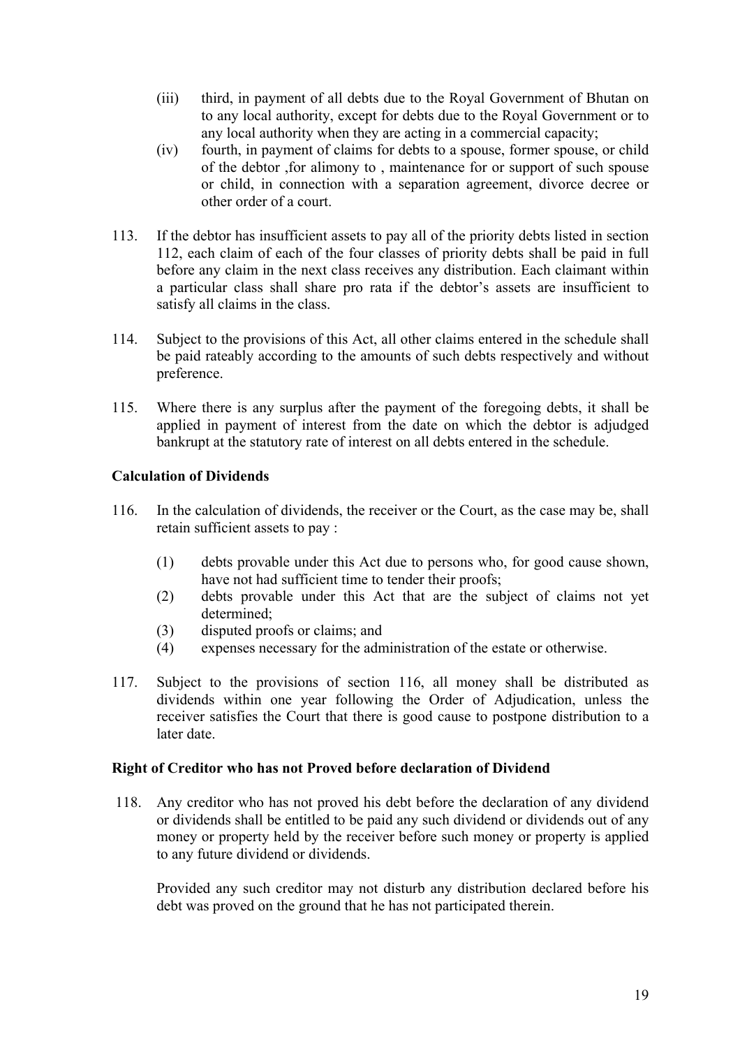(iii) third, in payment of all debts due to the Royal Government of Bhutan on to any local authority, except for debts due to the Royal Government or to any local authority when they are acting in a commercial capacity;

(iv) fourth, in payment of claims for debts to a spouse, former spouse, or child of the debtor ,for alimony to , maintenance for or support of such spouse or child, in connection with a separation agreement, divorce decree or other order of a court.

113. If the debtor has insufficient assets to pay all of the priority debts listed in section 112, each claim of each of the four classes of priority debts shall be paid in full before any claim in the next class receives any distribution. Each claimant within a particular class shall share pro rata if the debtor's assets are insufficient to satisfy all claims in the class.

114. Subject to the provisions of this Act, all other claims entered in the schedule shall be paid rateably according to the amounts of such debts respectively and without preference.

115. Where there is any surplus after the payment of the foregoing debts, it shall be applied in payment of interest from the date on which the debtor is adjudged bankrupt at the statutory rate of interest on all debts entered in the schedule.

**Calculation of Dividends**

116. In the calculation of dividends, the receiver or the Court, as the case may be, shall retain sufficient assets to pay :

(1) debts provable under this Act due to persons who, for good cause shown, have not had sufficient time to tender their proofs;

(2) debts provable under this Act that are the subject of claims not yet determined;

(3) disputed proofs or claims; and

(4) expenses necessary for the administration of the estate or otherwise.

117. Subject to the provisions of section 116, all money shall be distributed as dividends within one year following the Order of Adjudication, unless the receiver satisfies the Court that there is good cause to postpone distribution to a later date.

**Right of Creditor who has not Proved before declaration of Dividend**

118. Any creditor who has not proved his debt before the declaration of any dividend or dividends shall be entitled to be paid any such dividend or dividends out of any money or property held by the receiver before such money or property is applied to any future dividend or dividends.

Provided any such creditor may not disturb any distribution declared before his debt was proved on the ground that he has not participated therein.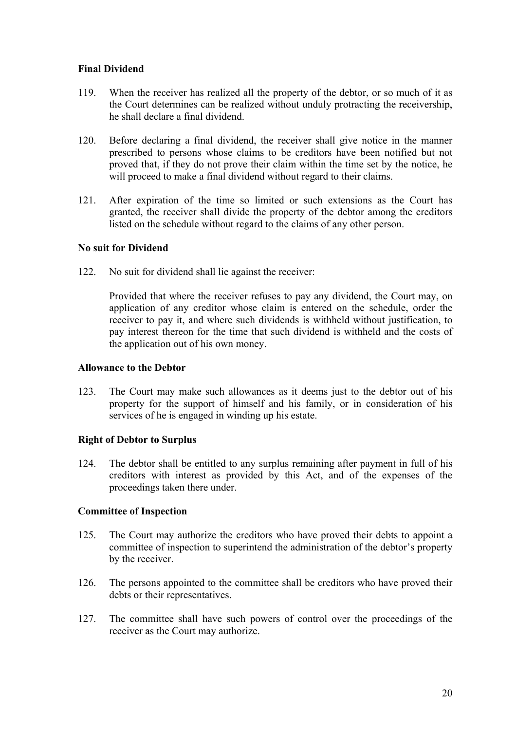**Final Dividend**

119. When the receiver has realized all the property of the debtor, or so much of it as the Court determines can be realized without unduly protracting the receivership, he shall declare a final dividend.

120. Before declaring a final dividend, the receiver shall give notice in the manner prescribed to persons whose claims to be creditors have been notified but not proved that, if they do not prove their claim within the time set by the notice, he will proceed to make a final dividend without regard to their claims.

121. After expiration of the time so limited or such extensions as the Court has granted, the receiver shall divide the property of the debtor among the creditors listed on the schedule without regard to the claims of any other person.

**No suit for Dividend**

122. No suit for dividend shall lie against the receiver:

Provided that where the receiver refuses to pay any dividend, the Court may, on application of any creditor whose claim is entered on the schedule, order the receiver to pay it, and where such dividends is withheld without justification, to pay interest thereon for the time that such dividend is withheld and the costs of the application out of his own money.

**Allowance to the Debtor**

123. The Court may make such allowances as it deems just to the debtor out of his property for the support of himself and his family, or in consideration of his services of he is engaged in winding up his estate.

**Right of Debtor to Surplus**

124. The debtor shall be entitled to any surplus remaining after payment in full of his creditors with interest as provided by this Act, and of the expenses of the proceedings taken there under.

**Committee of Inspection**

125. The Court may authorize the creditors who have proved their debts to appoint a committee of inspection to superintend the administration of the debtor's property by the receiver.

126. The persons appointed to the committee shall be creditors who have proved their debts or their representatives.

127. The committee shall have such powers of control over the proceedings of the receiver as the Court may authorize.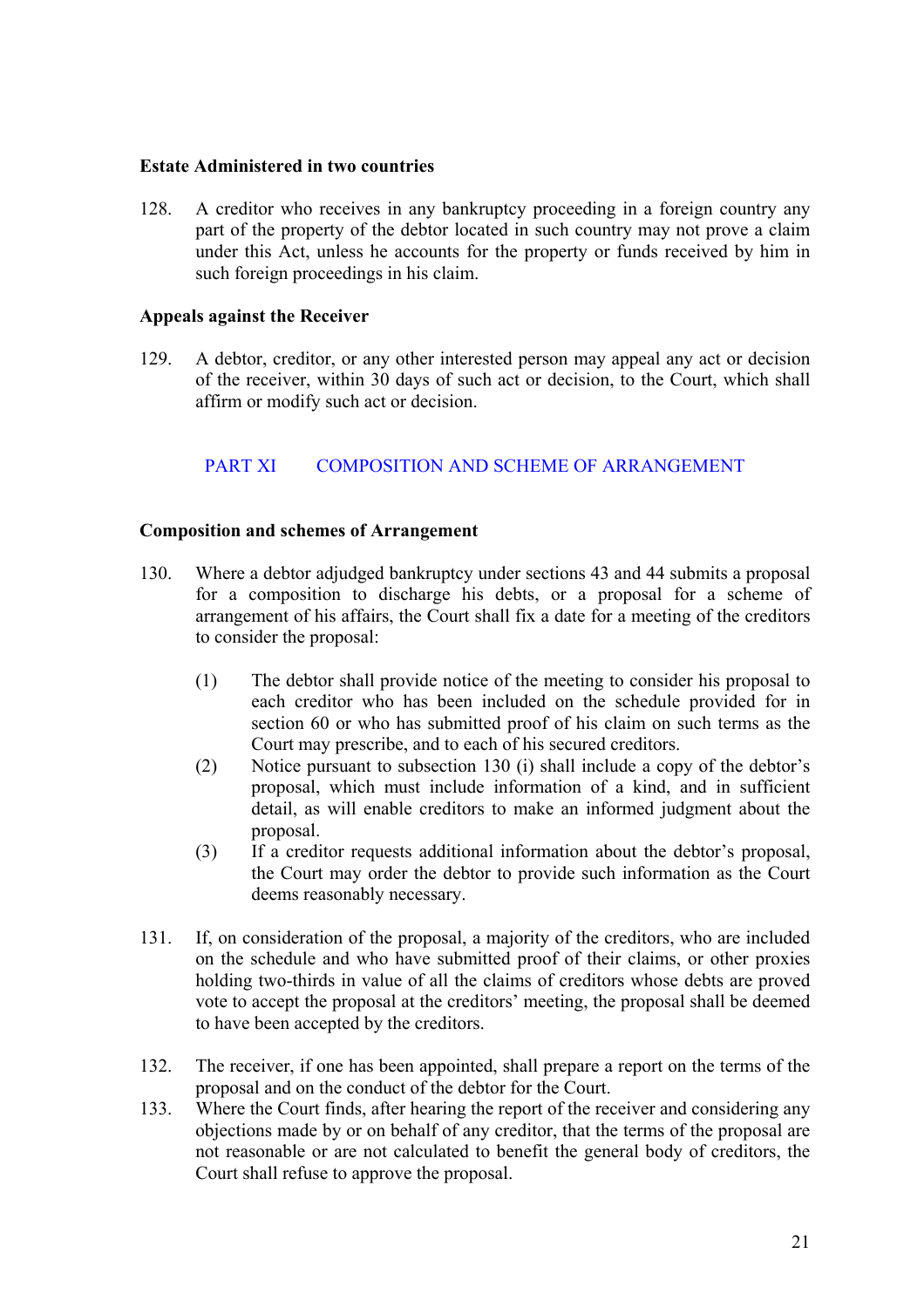**Estate Administered in two countries**

128. A creditor who receives in any bankruptcy proceeding in a foreign country any part of the property of the debtor located in such country may not prove a claim under this Act, unless he accounts for the property or funds received by him in such foreign proceedings in his claim.

**Appeals against the Receiver**

129. A debtor, creditor, or any other interested person may appeal any act or decision of the receiver, within 30 days of such act or decision, to the Court, which shall affirm or modify such act or decision.

## PART XI COMPOSITION AND SCHEME OF ARRANGEMENT

**Composition and schemes of Arrangement**

130. Where a debtor adjudged bankruptcy under sections 43 and 44 submits a proposal for a composition to discharge his debts, or a proposal for a scheme of arrangement of his affairs, the Court shall fix a date for a meeting of the creditors to consider the proposal:

   (1) The debtor shall provide notice of the meeting to consider his proposal to each creditor who has been included on the schedule provided for in section 60 or who has submitted proof of his claim on such terms as the Court may prescribe, and to each of his secured creditors.

   (2) Notice pursuant to subsection 130 (i) shall include a copy of the debtor's proposal, which must include information of a kind, and in sufficient detail, as will enable creditors to make an informed judgment about the proposal.

   (3) If a creditor requests additional information about the debtor's proposal, the Court may order the debtor to provide such information as the Court deems reasonably necessary.

131. If, on consideration of the proposal, a majority of the creditors, who are included on the schedule and who have submitted proof of their claims, or other proxies holding two-thirds in value of all the claims of creditors whose debts are proved vote to accept the proposal at the creditors' meeting, the proposal shall be deemed to have been accepted by the creditors.

132. The receiver, if one has been appointed, shall prepare a report on the terms of the proposal and on the conduct of the debtor for the Court.

133. Where the Court finds, after hearing the report of the receiver and considering any objections made by or on behalf of any creditor, that the terms of the proposal are not reasonable or are not calculated to benefit the general body of creditors, the Court shall refuse to approve the proposal.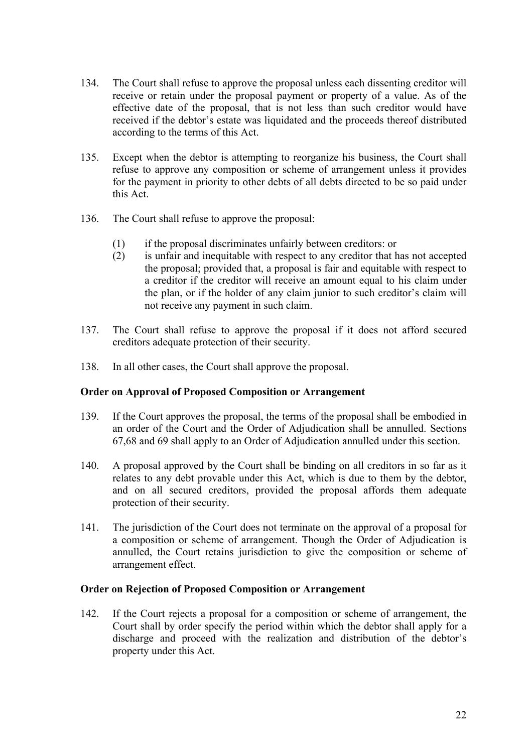134. The Court shall refuse to approve the proposal unless each dissenting creditor will receive or retain under the proposal payment or property of a value. As of the effective date of the proposal, that is not less than such creditor would have received if the debtor's estate was liquidated and the proceeds thereof distributed according to the terms of this Act.

135. Except when the debtor is attempting to reorganize his business, the Court shall refuse to approve any composition or scheme of arrangement unless it provides for the payment in priority to other debts of all debts directed to be so paid under this Act.

136. The Court shall refuse to approve the proposal:

    (1) if the proposal discriminates unfairly between creditors: or
    (2) is unfair and inequitable with respect to any creditor that has not accepted the proposal; provided that, a proposal is fair and equitable with respect to a creditor if the creditor will receive an amount equal to his claim under the plan, or if the holder of any claim junior to such creditor's claim will not receive any payment in such claim.

137. The Court shall refuse to approve the proposal if it does not afford secured creditors adequate protection of their security.

138. In all other cases, the Court shall approve the proposal.

**Order on Approval of Proposed Composition or Arrangement**

139. If the Court approves the proposal, the terms of the proposal shall be embodied in an order of the Court and the Order of Adjudication shall be annulled. Sections 67,68 and 69 shall apply to an Order of Adjudication annulled under this section.

140. A proposal approved by the Court shall be binding on all creditors in so far as it relates to any debt provable under this Act, which is due to them by the debtor, and on all secured creditors, provided the proposal affords them adequate protection of their security.

141. The jurisdiction of the Court does not terminate on the approval of a proposal for a composition or scheme of arrangement. Though the Order of Adjudication is annulled, the Court retains jurisdiction to give the composition or scheme of arrangement effect.

**Order on Rejection of Proposed Composition or Arrangement**

142. If the Court rejects a proposal for a composition or scheme of arrangement, the Court shall by order specify the period within which the debtor shall apply for a discharge and proceed with the realization and distribution of the debtor's property under this Act.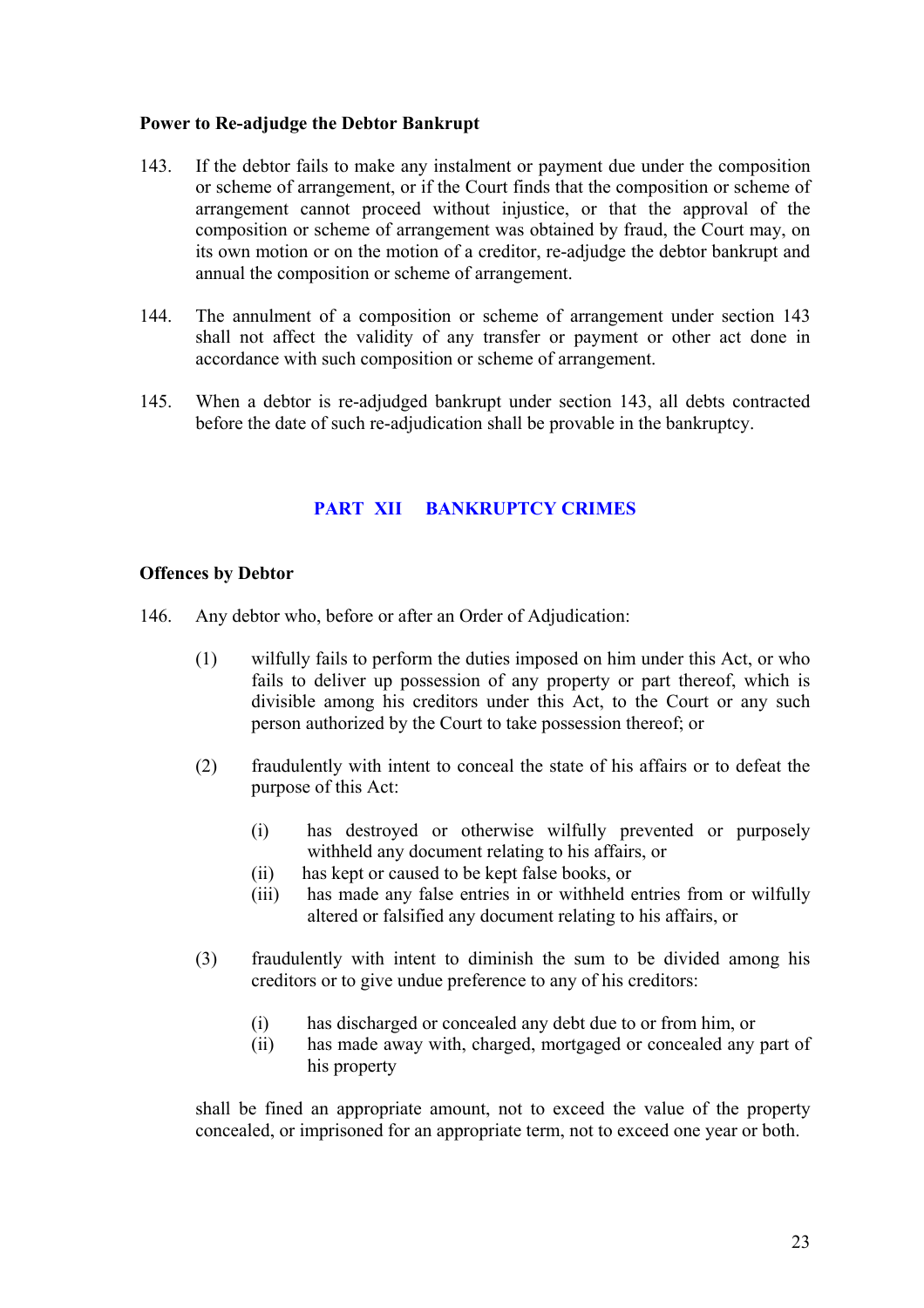**Power to Re-adjudge the Debtor Bankrupt**

143. If the debtor fails to make any instalment or payment due under the composition or scheme of arrangement, or if the Court finds that the composition or scheme of arrangement cannot proceed without injustice, or that the approval of the composition or scheme of arrangement was obtained by fraud, the Court may, on its own motion or on the motion of a creditor, re-adjudge the debtor bankrupt and annual the composition or scheme of arrangement.

144. The annulment of a composition or scheme of arrangement under section 143 shall not affect the validity of any transfer or payment or other act done in accordance with such composition or scheme of arrangement.

145. When a debtor is re-adjudged bankrupt under section 143, all debts contracted before the date of such re-adjudication shall be provable in the bankruptcy.

## PART XII BANKRUPTCY CRIMES

**Offences by Debtor**

146. Any debtor who, before or after an Order of Adjudication:

(1) wilfully fails to perform the duties imposed on him under this Act, or who fails to deliver up possession of any property or part thereof, which is divisible among his creditors under this Act, to the Court or any such person authorized by the Court to take possession thereof; or

(2) fraudulently with intent to conceal the state of his affairs or to defeat the purpose of this Act:

(i) has destroyed or otherwise wilfully prevented or purposely withheld any document relating to his affairs, or
(ii) has kept or caused to be kept false books, or
(iii) has made any false entries in or withheld entries from or wilfully altered or falsified any document relating to his affairs, or

(3) fraudulently with intent to diminish the sum to be divided among his creditors or to give undue preference to any of his creditors:

(i) has discharged or concealed any debt due to or from him, or
(ii) has made away with, charged, mortgaged or concealed any part of his property

shall be fined an appropriate amount, not to exceed the value of the property concealed, or imprisoned for an appropriate term, not to exceed one year or both.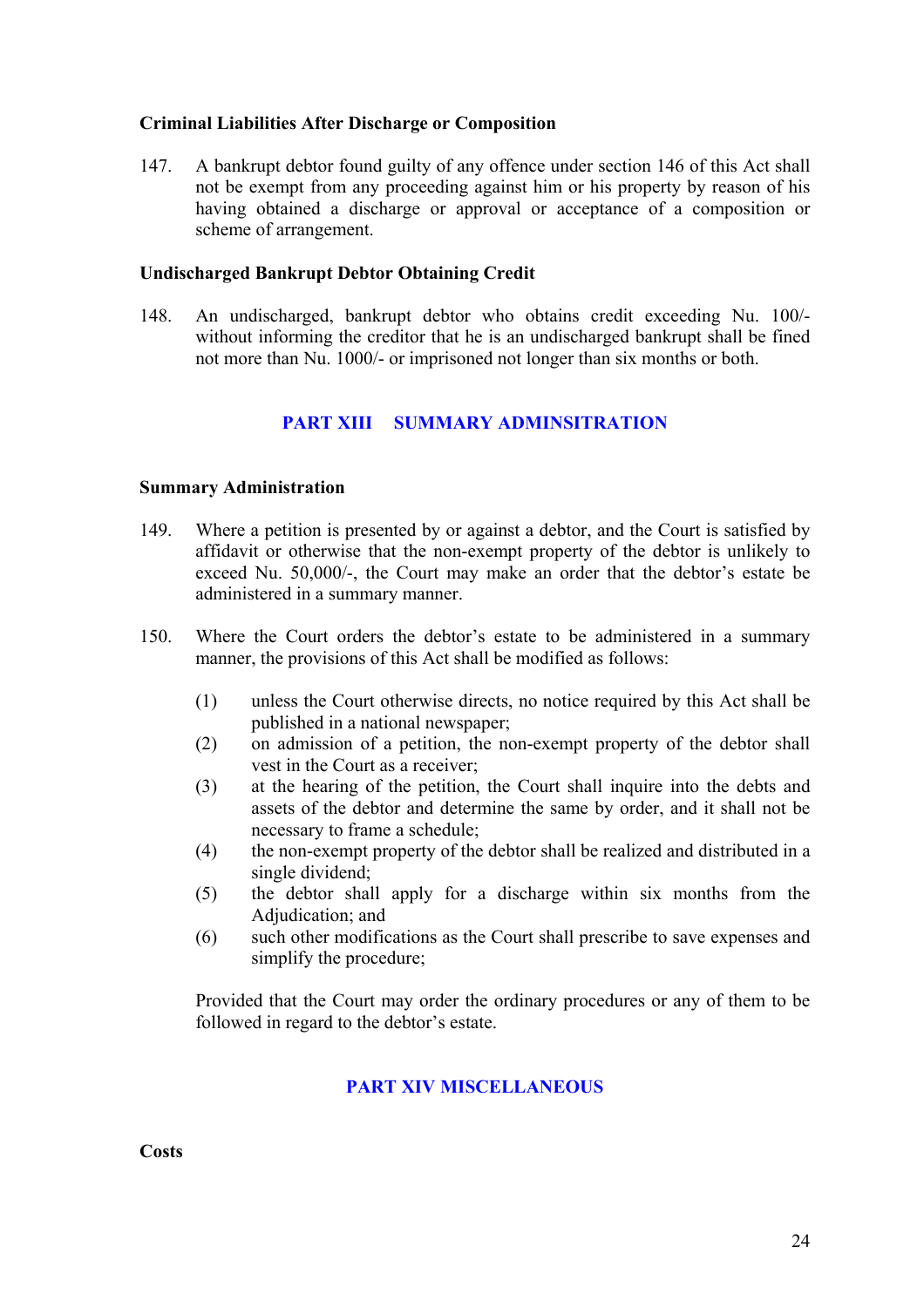### Criminal Liabilities After Discharge or Composition

147. A bankrupt debtor found guilty of any offence under section 146 of this Act shall not be exempt from any proceeding against him or his property by reason of his having obtained a discharge or approval or acceptance of a composition or scheme of arrangement.

### Undischarged Bankrupt Debtor Obtaining Credit

148. An undischarged, bankrupt debtor who obtains credit exceeding Nu. 100/- without informing the creditor that he is an undischarged bankrupt shall be fined not more than Nu. 1000/- or imprisoned not longer than six months or both.

## PART XIII SUMMARY ADMINSITRATION

### Summary Administration

149. Where a petition is presented by or against a debtor, and the Court is satisfied by affidavit or otherwise that the non-exempt property of the debtor is unlikely to exceed Nu. 50,000/-, the Court may make an order that the debtor's estate be administered in a summary manner.

150. Where the Court orders the debtor's estate to be administered in a summary manner, the provisions of this Act shall be modified as follows:

   (1) unless the Court otherwise directs, no notice required by this Act shall be published in a national newspaper;
   (2) on admission of a petition, the non-exempt property of the debtor shall vest in the Court as a receiver;
   (3) at the hearing of the petition, the Court shall inquire into the debts and assets of the debtor and determine the same by order, and it shall not be necessary to frame a schedule;
   (4) the non-exempt property of the debtor shall be realized and distributed in a single dividend;
   (5) the debtor shall apply for a discharge within six months from the Adjudication; and
   (6) such other modifications as the Court shall prescribe to save expenses and simplify the procedure;

   Provided that the Court may order the ordinary procedures or any of them to be followed in regard to the debtor's estate.

## PART XIV MISCELLANEOUS

### Costs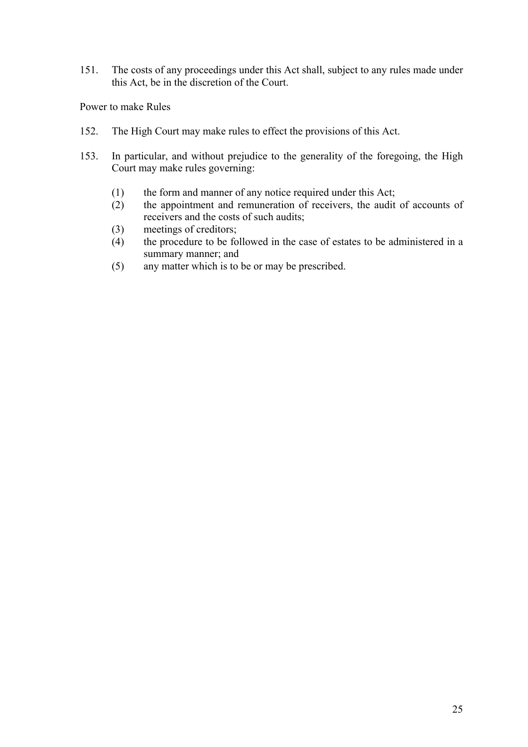151. The costs of any proceedings under this Act shall, subject to any rules made under this Act, be in the discretion of the Court.

Power to make Rules

152. The High Court may make rules to effect the provisions of this Act.

153. In particular, and without prejudice to the generality of the foregoing, the High Court may make rules governing:

    (1) the form and manner of any notice required under this Act;
    (2) the appointment and remuneration of receivers, the audit of accounts of receivers and the costs of such audits;
    (3) meetings of creditors;
    (4) the procedure to be followed in the case of estates to be administered in a summary manner; and
    (5) any matter which is to be or may be prescribed.